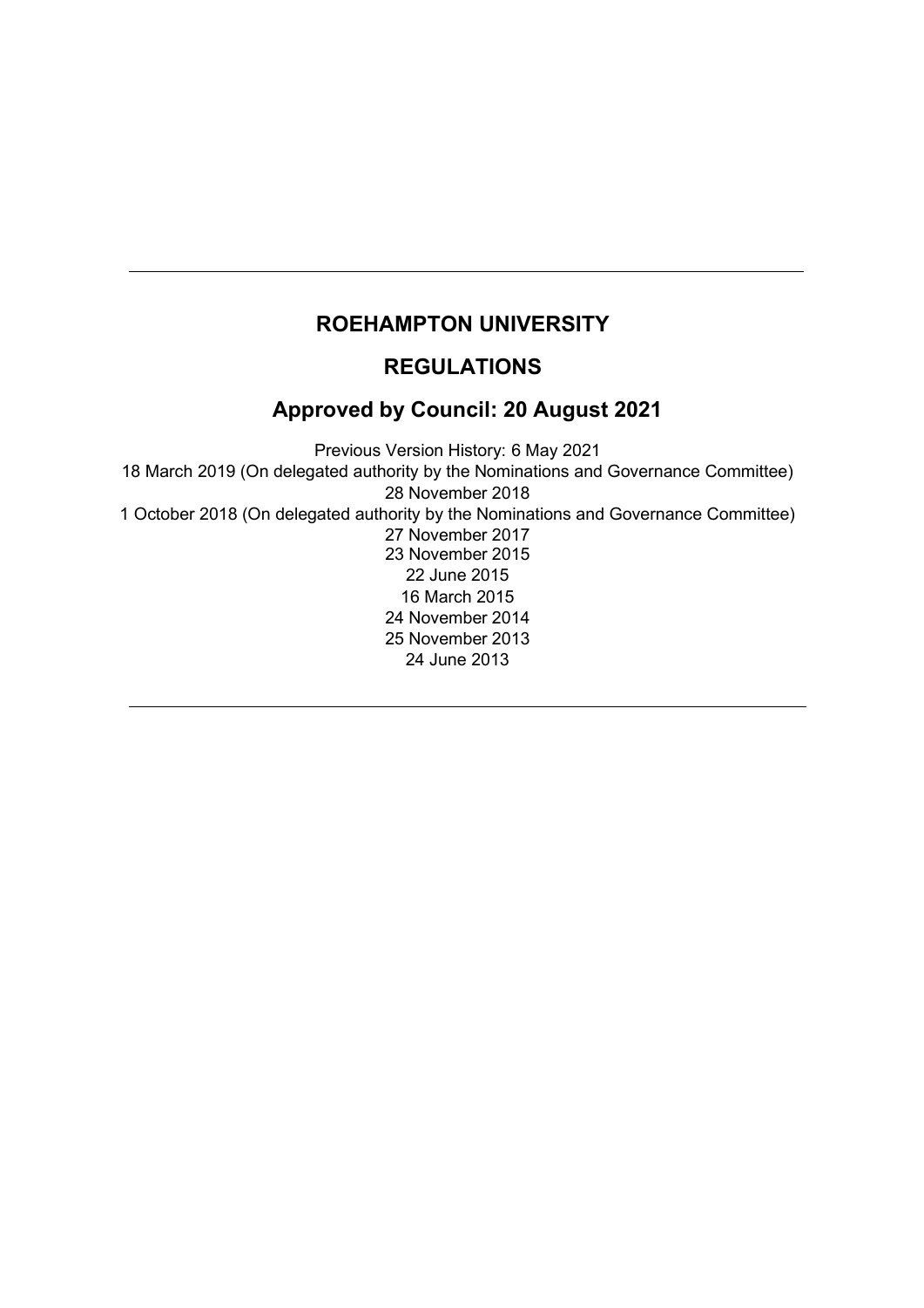---

# ROEHAMPTON UNIVERSITY

## REGULATIONS

## Approved by Council: 20 August 2021

Previous Version History: 6 May 2021
18 March 2019 (On delegated authority by the Nominations and Governance Committee)
28 November 2018
1 October 2018 (On delegated authority by the Nominations and Governance Committee)
27 November 2017
23 November 2015
22 June 2015
16 March 2015
24 November 2014
25 November 2013
24 June 2013

---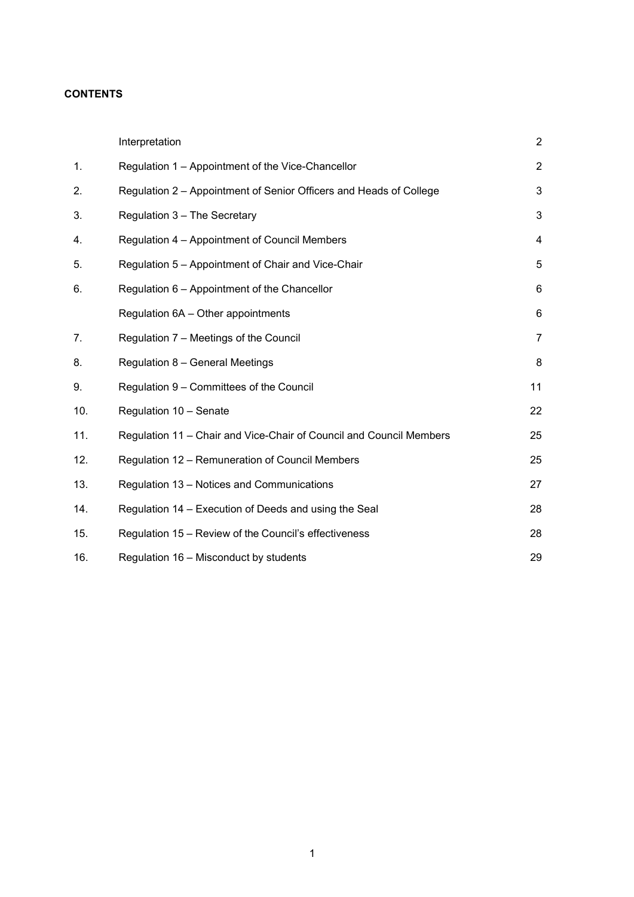**CONTENTS**

| | | |
|---|---|---|
| | Interpretation | 2 |
| 1. | Regulation 1 – Appointment of the Vice-Chancellor | 2 |
| 2. | Regulation 2 – Appointment of Senior Officers and Heads of College | 3 |
| 3. | Regulation 3 – The Secretary | 3 |
| 4. | Regulation 4 – Appointment of Council Members | 4 |
| 5. | Regulation 5 – Appointment of Chair and Vice-Chair | 5 |
| 6. | Regulation 6 – Appointment of the Chancellor | 6 |
| | Regulation 6A – Other appointments | 6 |
| 7. | Regulation 7 – Meetings of the Council | 7 |
| 8. | Regulation 8 – General Meetings | 8 |
| 9. | Regulation 9 – Committees of the Council | 11 |
| 10. | Regulation 10 – Senate | 22 |
| 11. | Regulation 11 – Chair and Vice-Chair of Council and Council Members | 25 |
| 12. | Regulation 12 – Remuneration of Council Members | 25 |
| 13. | Regulation 13 – Notices and Communications | 27 |
| 14. | Regulation 14 – Execution of Deeds and using the Seal | 28 |
| 15. | Regulation 15 – Review of the Council's effectiveness | 28 |
| 16. | Regulation 16 – Misconduct by students | 29 |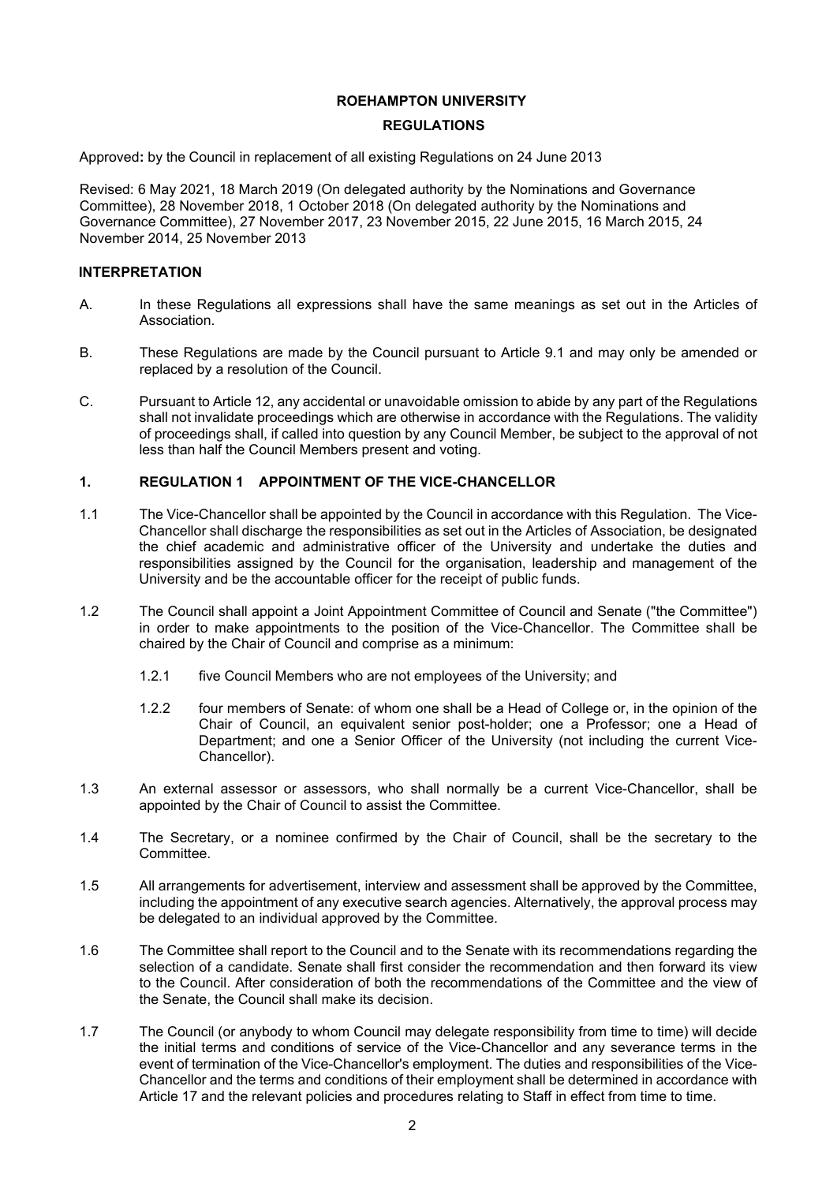## ROEHAMPTON UNIVERSITY

## REGULATIONS

Approved**:** by the Council in replacement of all existing Regulations on 24 June 2013

Revised: 6 May 2021, 18 March 2019 (On delegated authority by the Nominations and Governance Committee), 28 November 2018, 1 October 2018 (On delegated authority by the Nominations and Governance Committee), 27 November 2017, 23 November 2015, 22 June 2015, 16 March 2015, 24 November 2014, 25 November 2013

### INTERPRETATION

A. In these Regulations all expressions shall have the same meanings as set out in the Articles of Association.

B. These Regulations are made by the Council pursuant to Article 9.1 and may only be amended or replaced by a resolution of the Council.

C. Pursuant to Article 12, any accidental or unavoidable omission to abide by any part of the Regulations shall not invalidate proceedings which are otherwise in accordance with the Regulations. The validity of proceedings shall, if called into question by any Council Member, be subject to the approval of not less than half the Council Members present and voting.

### 1. REGULATION 1 APPOINTMENT OF THE VICE-CHANCELLOR

1.1 The Vice-Chancellor shall be appointed by the Council in accordance with this Regulation. The Vice-Chancellor shall discharge the responsibilities as set out in the Articles of Association, be designated the chief academic and administrative officer of the University and undertake the duties and responsibilities assigned by the Council for the organisation, leadership and management of the University and be the accountable officer for the receipt of public funds.

1.2 The Council shall appoint a Joint Appointment Committee of Council and Senate ("the Committee") in order to make appointments to the position of the Vice-Chancellor. The Committee shall be chaired by the Chair of Council and comprise as a minimum:

1.2.1 five Council Members who are not employees of the University; and

1.2.2 four members of Senate: of whom one shall be a Head of College or, in the opinion of the Chair of Council, an equivalent senior post-holder; one a Professor; one a Head of Department; and one a Senior Officer of the University (not including the current Vice-Chancellor).

1.3 An external assessor or assessors, who shall normally be a current Vice-Chancellor, shall be appointed by the Chair of Council to assist the Committee.

1.4 The Secretary, or a nominee confirmed by the Chair of Council, shall be the secretary to the Committee.

1.5 All arrangements for advertisement, interview and assessment shall be approved by the Committee, including the appointment of any executive search agencies. Alternatively, the approval process may be delegated to an individual approved by the Committee.

1.6 The Committee shall report to the Council and to the Senate with its recommendations regarding the selection of a candidate. Senate shall first consider the recommendation and then forward its view to the Council. After consideration of both the recommendations of the Committee and the view of the Senate, the Council shall make its decision.

1.7 The Council (or anybody to whom Council may delegate responsibility from time to time) will decide the initial terms and conditions of service of the Vice-Chancellor and any severance terms in the event of termination of the Vice-Chancellor's employment. The duties and responsibilities of the Vice-Chancellor and the terms and conditions of their employment shall be determined in accordance with Article 17 and the relevant policies and procedures relating to Staff in effect from time to time.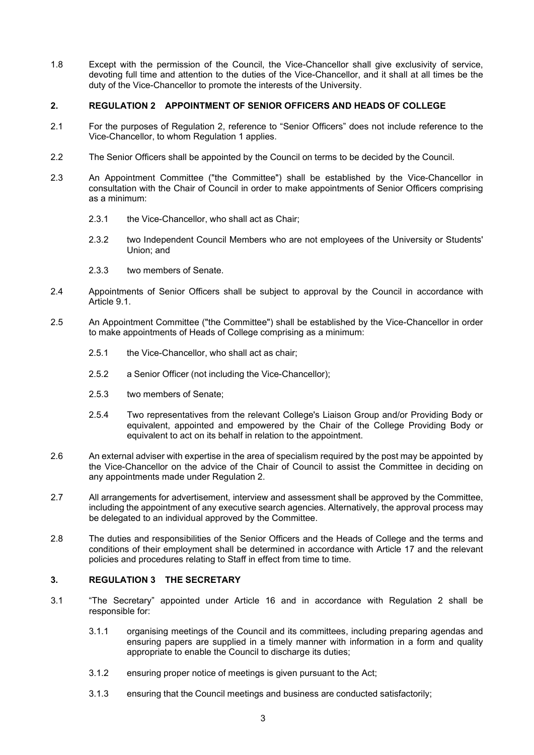1.8 Except with the permission of the Council, the Vice-Chancellor shall give exclusivity of service, devoting full time and attention to the duties of the Vice-Chancellor, and it shall at all times be the duty of the Vice-Chancellor to promote the interests of the University.

## 2. REGULATION 2 APPOINTMENT OF SENIOR OFFICERS AND HEADS OF COLLEGE

2.1 For the purposes of Regulation 2, reference to "Senior Officers" does not include reference to the Vice-Chancellor, to whom Regulation 1 applies.

2.2 The Senior Officers shall be appointed by the Council on terms to be decided by the Council.

2.3 An Appointment Committee ("the Committee") shall be established by the Vice-Chancellor in consultation with the Chair of Council in order to make appointments of Senior Officers comprising as a minimum:

- 2.3.1 the Vice-Chancellor, who shall act as Chair;
- 2.3.2 two Independent Council Members who are not employees of the University or Students' Union; and
- 2.3.3 two members of Senate.

2.4 Appointments of Senior Officers shall be subject to approval by the Council in accordance with Article 9.1.

2.5 An Appointment Committee ("the Committee") shall be established by the Vice-Chancellor in order to make appointments of Heads of College comprising as a minimum:

- 2.5.1 the Vice-Chancellor, who shall act as chair;
- 2.5.2 a Senior Officer (not including the Vice-Chancellor);
- 2.5.3 two members of Senate;
- 2.5.4 Two representatives from the relevant College's Liaison Group and/or Providing Body or equivalent, appointed and empowered by the Chair of the College Providing Body or equivalent to act on its behalf in relation to the appointment.

2.6 An external adviser with expertise in the area of specialism required by the post may be appointed by the Vice-Chancellor on the advice of the Chair of Council to assist the Committee in deciding on any appointments made under Regulation 2.

2.7 All arrangements for advertisement, interview and assessment shall be approved by the Committee, including the appointment of any executive search agencies. Alternatively, the approval process may be delegated to an individual approved by the Committee.

2.8 The duties and responsibilities of the Senior Officers and the Heads of College and the terms and conditions of their employment shall be determined in accordance with Article 17 and the relevant policies and procedures relating to Staff in effect from time to time.

## 3. REGULATION 3 THE SECRETARY

3.1 "The Secretary" appointed under Article 16 and in accordance with Regulation 2 shall be responsible for:

- 3.1.1 organising meetings of the Council and its committees, including preparing agendas and ensuring papers are supplied in a timely manner with information in a form and quality appropriate to enable the Council to discharge its duties;
- 3.1.2 ensuring proper notice of meetings is given pursuant to the Act;
- 3.1.3 ensuring that the Council meetings and business are conducted satisfactorily;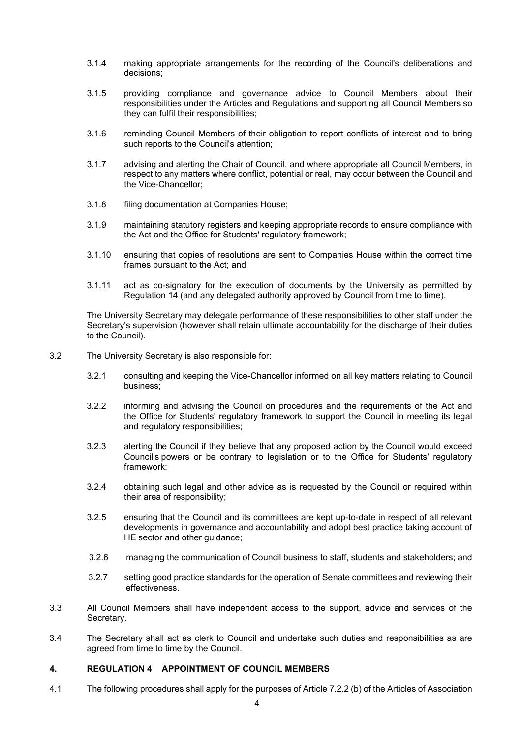3.1.4 making appropriate arrangements for the recording of the Council's deliberations and decisions;

3.1.5 providing compliance and governance advice to Council Members about their responsibilities under the Articles and Regulations and supporting all Council Members so they can fulfil their responsibilities;

3.1.6 reminding Council Members of their obligation to report conflicts of interest and to bring such reports to the Council's attention;

3.1.7 advising and alerting the Chair of Council, and where appropriate all Council Members, in respect to any matters where conflict, potential or real, may occur between the Council and the Vice-Chancellor;

3.1.8 filing documentation at Companies House;

3.1.9 maintaining statutory registers and keeping appropriate records to ensure compliance with the Act and the Office for Students' regulatory framework;

3.1.10 ensuring that copies of resolutions are sent to Companies House within the correct time frames pursuant to the Act; and

3.1.11 act as co-signatory for the execution of documents by the University as permitted by Regulation 14 (and any delegated authority approved by Council from time to time).

The University Secretary may delegate performance of these responsibilities to other staff under the Secretary's supervision (however shall retain ultimate accountability for the discharge of their duties to the Council).

3.2 The University Secretary is also responsible for:

3.2.1 consulting and keeping the Vice-Chancellor informed on all key matters relating to Council business;

3.2.2 informing and advising the Council on procedures and the requirements of the Act and the Office for Students' regulatory framework to support the Council in meeting its legal and regulatory responsibilities;

3.2.3 alerting the Council if they believe that any proposed action by the Council would exceed Council's powers or be contrary to legislation or to the Office for Students' regulatory framework;

3.2.4 obtaining such legal and other advice as is requested by the Council or required within their area of responsibility;

3.2.5 ensuring that the Council and its committees are kept up-to-date in respect of all relevant developments in governance and accountability and adopt best practice taking account of HE sector and other guidance;

3.2.6 managing the communication of Council business to staff, students and stakeholders; and

3.2.7 setting good practice standards for the operation of Senate committees and reviewing their effectiveness.

3.3 All Council Members shall have independent access to the support, advice and services of the Secretary.

3.4 The Secretary shall act as clerk to Council and undertake such duties and responsibilities as are agreed from time to time by the Council.

## 4. REGULATION 4 APPOINTMENT OF COUNCIL MEMBERS

4.1 The following procedures shall apply for the purposes of Article 7.2.2 (b) of the Articles of Association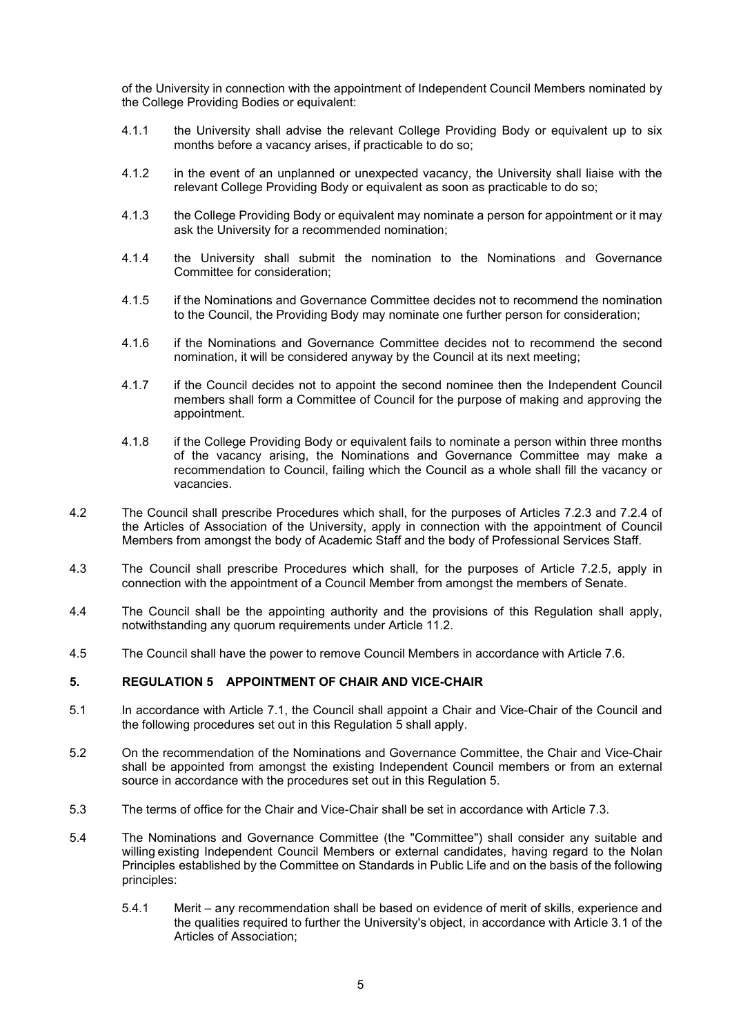of the University in connection with the appointment of Independent Council Members nominated by the College Providing Bodies or equivalent:

4.1.1 the University shall advise the relevant College Providing Body or equivalent up to six months before a vacancy arises, if practicable to do so;

4.1.2 in the event of an unplanned or unexpected vacancy, the University shall liaise with the relevant College Providing Body or equivalent as soon as practicable to do so;

4.1.3 the College Providing Body or equivalent may nominate a person for appointment or it may ask the University for a recommended nomination;

4.1.4 the University shall submit the nomination to the Nominations and Governance Committee for consideration;

4.1.5 if the Nominations and Governance Committee decides not to recommend the nomination to the Council, the Providing Body may nominate one further person for consideration;

4.1.6 if the Nominations and Governance Committee decides not to recommend the second nomination, it will be considered anyway by the Council at its next meeting;

4.1.7 if the Council decides not to appoint the second nominee then the Independent Council members shall form a Committee of Council for the purpose of making and approving the appointment.

4.1.8 if the College Providing Body or equivalent fails to nominate a person within three months of the vacancy arising, the Nominations and Governance Committee may make a recommendation to Council, failing which the Council as a whole shall fill the vacancy or vacancies.

4.2 The Council shall prescribe Procedures which shall, for the purposes of Articles 7.2.3 and 7.2.4 of the Articles of Association of the University, apply in connection with the appointment of Council Members from amongst the body of Academic Staff and the body of Professional Services Staff.

4.3 The Council shall prescribe Procedures which shall, for the purposes of Article 7.2.5, apply in connection with the appointment of a Council Member from amongst the members of Senate.

4.4 The Council shall be the appointing authority and the provisions of this Regulation shall apply, notwithstanding any quorum requirements under Article 11.2.

4.5 The Council shall have the power to remove Council Members in accordance with Article 7.6.

## 5. REGULATION 5 APPOINTMENT OF CHAIR AND VICE-CHAIR

5.1 In accordance with Article 7.1, the Council shall appoint a Chair and Vice-Chair of the Council and the following procedures set out in this Regulation 5 shall apply.

5.2 On the recommendation of the Nominations and Governance Committee, the Chair and Vice-Chair shall be appointed from amongst the existing Independent Council members or from an external source in accordance with the procedures set out in this Regulation 5.

5.3 The terms of office for the Chair and Vice-Chair shall be set in accordance with Article 7.3.

5.4 The Nominations and Governance Committee (the "Committee") shall consider any suitable and willing existing Independent Council Members or external candidates, having regard to the Nolan Principles established by the Committee on Standards in Public Life and on the basis of the following principles:

5.4.1 Merit – any recommendation shall be based on evidence of merit of skills, experience and the qualities required to further the University's object, in accordance with Article 3.1 of the Articles of Association;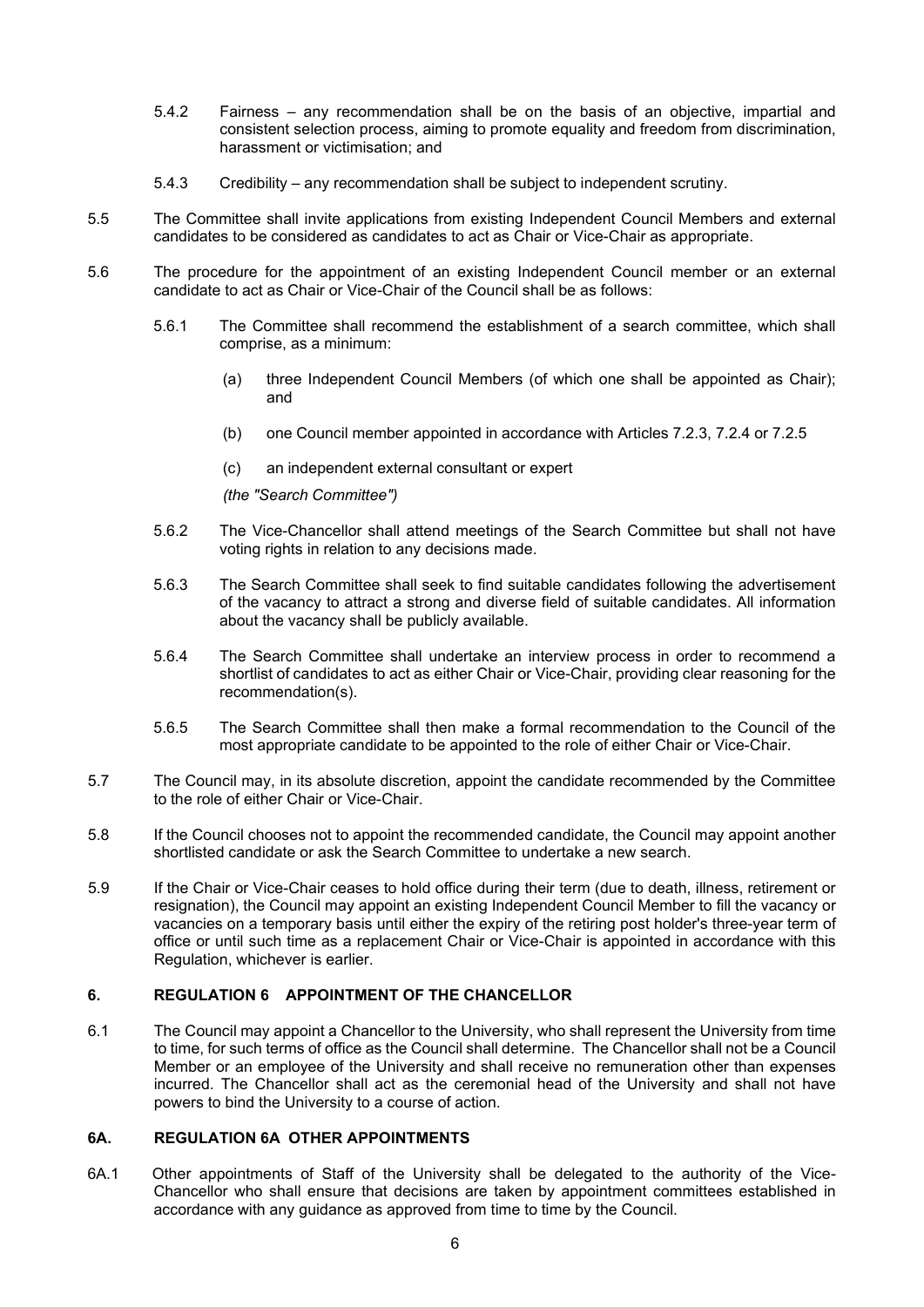5.4.2 Fairness – any recommendation shall be on the basis of an objective, impartial and consistent selection process, aiming to promote equality and freedom from discrimination, harassment or victimisation; and

5.4.3 Credibility – any recommendation shall be subject to independent scrutiny.

5.5 The Committee shall invite applications from existing Independent Council Members and external candidates to be considered as candidates to act as Chair or Vice-Chair as appropriate.

5.6 The procedure for the appointment of an existing Independent Council member or an external candidate to act as Chair or Vice-Chair of the Council shall be as follows:

5.6.1 The Committee shall recommend the establishment of a search committee, which shall comprise, as a minimum:

(a) three Independent Council Members (of which one shall be appointed as Chair); and

(b) one Council member appointed in accordance with Articles 7.2.3, 7.2.4 or 7.2.5

(c) an independent external consultant or expert

*(the "Search Committee")*

5.6.2 The Vice-Chancellor shall attend meetings of the Search Committee but shall not have voting rights in relation to any decisions made.

5.6.3 The Search Committee shall seek to find suitable candidates following the advertisement of the vacancy to attract a strong and diverse field of suitable candidates. All information about the vacancy shall be publicly available.

5.6.4 The Search Committee shall undertake an interview process in order to recommend a shortlist of candidates to act as either Chair or Vice-Chair, providing clear reasoning for the recommendation(s).

5.6.5 The Search Committee shall then make a formal recommendation to the Council of the most appropriate candidate to be appointed to the role of either Chair or Vice-Chair.

5.7 The Council may, in its absolute discretion, appoint the candidate recommended by the Committee to the role of either Chair or Vice-Chair.

5.8 If the Council chooses not to appoint the recommended candidate, the Council may appoint another shortlisted candidate or ask the Search Committee to undertake a new search.

5.9 If the Chair or Vice-Chair ceases to hold office during their term (due to death, illness, retirement or resignation), the Council may appoint an existing Independent Council Member to fill the vacancy or vacancies on a temporary basis until either the expiry of the retiring post holder's three-year term of office or until such time as a replacement Chair or Vice-Chair is appointed in accordance with this Regulation, whichever is earlier.

## 6. REGULATION 6 APPOINTMENT OF THE CHANCELLOR

6.1 The Council may appoint a Chancellor to the University, who shall represent the University from time to time, for such terms of office as the Council shall determine. The Chancellor shall not be a Council Member or an employee of the University and shall receive no remuneration other than expenses incurred. The Chancellor shall act as the ceremonial head of the University and shall not have powers to bind the University to a course of action.

## 6A. REGULATION 6A OTHER APPOINTMENTS

6A.1 Other appointments of Staff of the University shall be delegated to the authority of the Vice-Chancellor who shall ensure that decisions are taken by appointment committees established in accordance with any guidance as approved from time to time by the Council.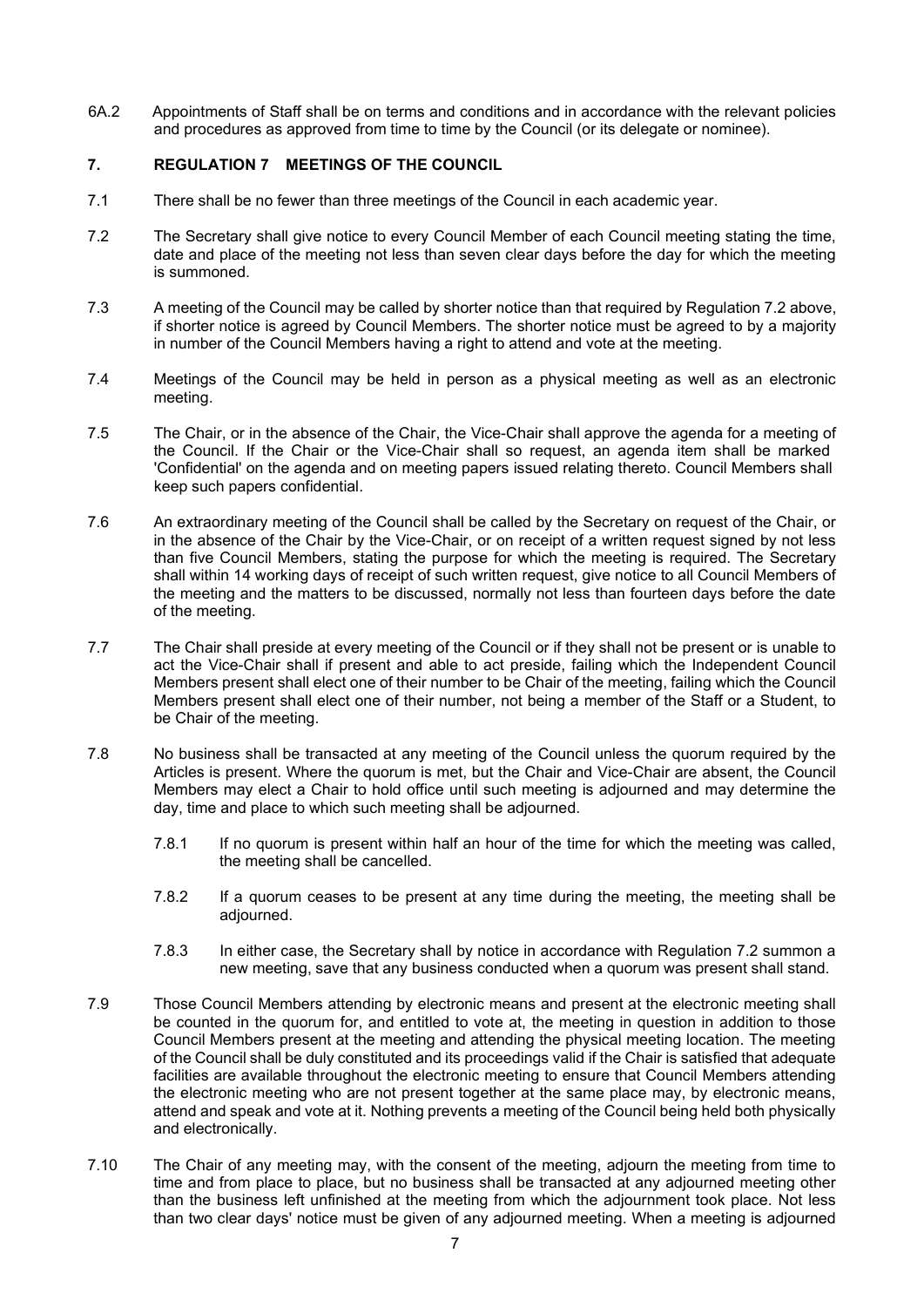6A.2 Appointments of Staff shall be on terms and conditions and in accordance with the relevant policies and procedures as approved from time to time by the Council (or its delegate or nominee).

## 7. REGULATION 7 MEETINGS OF THE COUNCIL

7.1 There shall be no fewer than three meetings of the Council in each academic year.

7.2 The Secretary shall give notice to every Council Member of each Council meeting stating the time, date and place of the meeting not less than seven clear days before the day for which the meeting is summoned.

7.3 A meeting of the Council may be called by shorter notice than that required by Regulation 7.2 above, if shorter notice is agreed by Council Members. The shorter notice must be agreed to by a majority in number of the Council Members having a right to attend and vote at the meeting.

7.4 Meetings of the Council may be held in person as a physical meeting as well as an electronic meeting.

7.5 The Chair, or in the absence of the Chair, the Vice-Chair shall approve the agenda for a meeting of the Council. If the Chair or the Vice-Chair shall so request, an agenda item shall be marked 'Confidential' on the agenda and on meeting papers issued relating thereto. Council Members shall keep such papers confidential.

7.6 An extraordinary meeting of the Council shall be called by the Secretary on request of the Chair, or in the absence of the Chair by the Vice-Chair, or on receipt of a written request signed by not less than five Council Members, stating the purpose for which the meeting is required. The Secretary shall within 14 working days of receipt of such written request, give notice to all Council Members of the meeting and the matters to be discussed, normally not less than fourteen days before the date of the meeting.

7.7 The Chair shall preside at every meeting of the Council or if they shall not be present or is unable to act the Vice-Chair shall if present and able to act preside, failing which the Independent Council Members present shall elect one of their number to be Chair of the meeting, failing which the Council Members present shall elect one of their number, not being a member of the Staff or a Student, to be Chair of the meeting.

7.8 No business shall be transacted at any meeting of the Council unless the quorum required by the Articles is present. Where the quorum is met, but the Chair and Vice-Chair are absent, the Council Members may elect a Chair to hold office until such meeting is adjourned and may determine the day, time and place to which such meeting shall be adjourned.

7.8.1 If no quorum is present within half an hour of the time for which the meeting was called, the meeting shall be cancelled.

7.8.2 If a quorum ceases to be present at any time during the meeting, the meeting shall be adjourned.

7.8.3 In either case, the Secretary shall by notice in accordance with Regulation 7.2 summon a new meeting, save that any business conducted when a quorum was present shall stand.

7.9 Those Council Members attending by electronic means and present at the electronic meeting shall be counted in the quorum for, and entitled to vote at, the meeting in question in addition to those Council Members present at the meeting and attending the physical meeting location. The meeting of the Council shall be duly constituted and its proceedings valid if the Chair is satisfied that adequate facilities are available throughout the electronic meeting to ensure that Council Members attending the electronic meeting who are not present together at the same place may, by electronic means, attend and speak and vote at it. Nothing prevents a meeting of the Council being held both physically and electronically.

7.10 The Chair of any meeting may, with the consent of the meeting, adjourn the meeting from time to time and from place to place, but no business shall be transacted at any adjourned meeting other than the business left unfinished at the meeting from which the adjournment took place. Not less than two clear days' notice must be given of any adjourned meeting. When a meeting is adjourned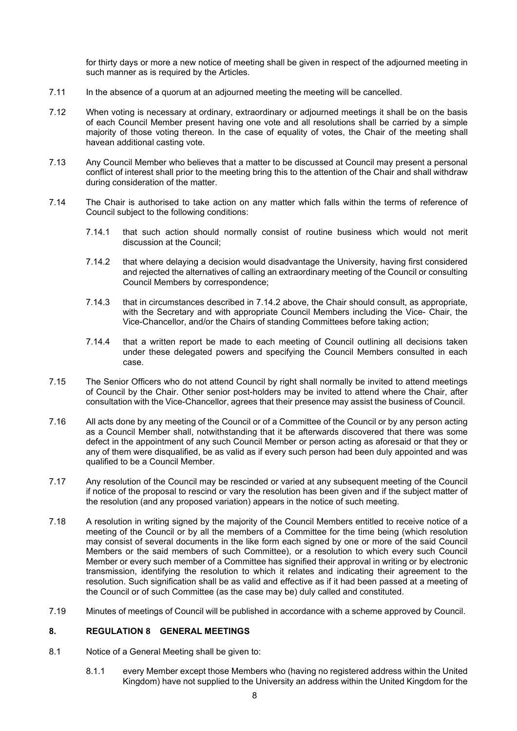for thirty days or more a new notice of meeting shall be given in respect of the adjourned meeting in such manner as is required by the Articles.

7.11 In the absence of a quorum at an adjourned meeting the meeting will be cancelled.

7.12 When voting is necessary at ordinary, extraordinary or adjourned meetings it shall be on the basis of each Council Member present having one vote and all resolutions shall be carried by a simple majority of those voting thereon. In the case of equality of votes, the Chair of the meeting shall havean additional casting vote.

7.13 Any Council Member who believes that a matter to be discussed at Council may present a personal conflict of interest shall prior to the meeting bring this to the attention of the Chair and shall withdraw during consideration of the matter.

7.14 The Chair is authorised to take action on any matter which falls within the terms of reference of Council subject to the following conditions:

7.14.1 that such action should normally consist of routine business which would not merit discussion at the Council;

7.14.2 that where delaying a decision would disadvantage the University, having first considered and rejected the alternatives of calling an extraordinary meeting of the Council or consulting Council Members by correspondence;

7.14.3 that in circumstances described in 7.14.2 above, the Chair should consult, as appropriate, with the Secretary and with appropriate Council Members including the Vice- Chair, the Vice-Chancellor, and/or the Chairs of standing Committees before taking action;

7.14.4 that a written report be made to each meeting of Council outlining all decisions taken under these delegated powers and specifying the Council Members consulted in each case.

7.15 The Senior Officers who do not attend Council by right shall normally be invited to attend meetings of Council by the Chair. Other senior post-holders may be invited to attend where the Chair, after consultation with the Vice-Chancellor, agrees that their presence may assist the business of Council.

7.16 All acts done by any meeting of the Council or of a Committee of the Council or by any person acting as a Council Member shall, notwithstanding that it be afterwards discovered that there was some defect in the appointment of any such Council Member or person acting as aforesaid or that they or any of them were disqualified, be as valid as if every such person had been duly appointed and was qualified to be a Council Member.

7.17 Any resolution of the Council may be rescinded or varied at any subsequent meeting of the Council if notice of the proposal to rescind or vary the resolution has been given and if the subject matter of the resolution (and any proposed variation) appears in the notice of such meeting.

7.18 A resolution in writing signed by the majority of the Council Members entitled to receive notice of a meeting of the Council or by all the members of a Committee for the time being (which resolution may consist of several documents in the like form each signed by one or more of the said Council Members or the said members of such Committee), or a resolution to which every such Council Member or every such member of a Committee has signified their approval in writing or by electronic transmission, identifying the resolution to which it relates and indicating their agreement to the resolution. Such signification shall be as valid and effective as if it had been passed at a meeting of the Council or of such Committee (as the case may be) duly called and constituted.

7.19 Minutes of meetings of Council will be published in accordance with a scheme approved by Council.

## 8. REGULATION 8 GENERAL MEETINGS

8.1 Notice of a General Meeting shall be given to:

8.1.1 every Member except those Members who (having no registered address within the United Kingdom) have not supplied to the University an address within the United Kingdom for the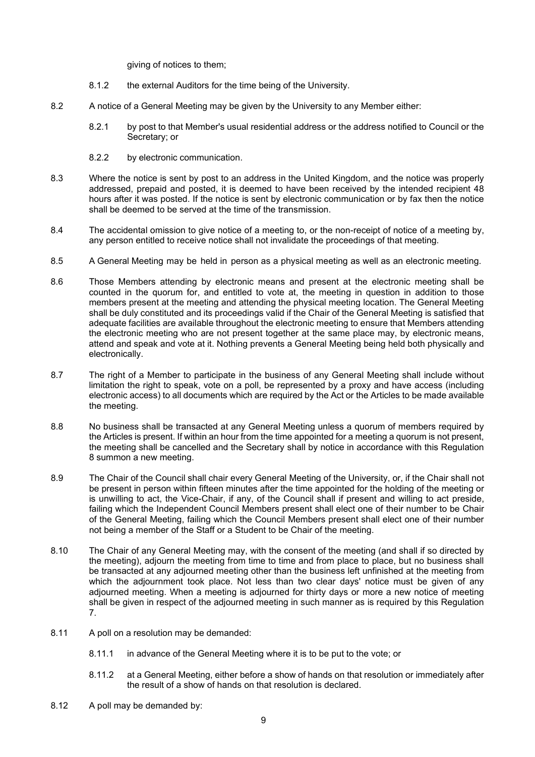giving of notices to them;

8.1.2 the external Auditors for the time being of the University.

8.2 A notice of a General Meeting may be given by the University to any Member either:

8.2.1 by post to that Member's usual residential address or the address notified to Council or the Secretary; or

8.2.2 by electronic communication.

8.3 Where the notice is sent by post to an address in the United Kingdom, and the notice was properly addressed, prepaid and posted, it is deemed to have been received by the intended recipient 48 hours after it was posted. If the notice is sent by electronic communication or by fax then the notice shall be deemed to be served at the time of the transmission.

8.4 The accidental omission to give notice of a meeting to, or the non-receipt of notice of a meeting by, any person entitled to receive notice shall not invalidate the proceedings of that meeting.

8.5 A General Meeting may be held in person as a physical meeting as well as an electronic meeting.

8.6 Those Members attending by electronic means and present at the electronic meeting shall be counted in the quorum for, and entitled to vote at, the meeting in question in addition to those members present at the meeting and attending the physical meeting location. The General Meeting shall be duly constituted and its proceedings valid if the Chair of the General Meeting is satisfied that adequate facilities are available throughout the electronic meeting to ensure that Members attending the electronic meeting who are not present together at the same place may, by electronic means, attend and speak and vote at it. Nothing prevents a General Meeting being held both physically and electronically.

8.7 The right of a Member to participate in the business of any General Meeting shall include without limitation the right to speak, vote on a poll, be represented by a proxy and have access (including electronic access) to all documents which are required by the Act or the Articles to be made available the meeting.

8.8 No business shall be transacted at any General Meeting unless a quorum of members required by the Articles is present. If within an hour from the time appointed for a meeting a quorum is not present, the meeting shall be cancelled and the Secretary shall by notice in accordance with this Regulation 8 summon a new meeting.

8.9 The Chair of the Council shall chair every General Meeting of the University, or, if the Chair shall not be present in person within fifteen minutes after the time appointed for the holding of the meeting or is unwilling to act, the Vice-Chair, if any, of the Council shall if present and willing to act preside, failing which the Independent Council Members present shall elect one of their number to be Chair of the General Meeting, failing which the Council Members present shall elect one of their number not being a member of the Staff or a Student to be Chair of the meeting.

8.10 The Chair of any General Meeting may, with the consent of the meeting (and shall if so directed by the meeting), adjourn the meeting from time to time and from place to place, but no business shall be transacted at any adjourned meeting other than the business left unfinished at the meeting from which the adjournment took place. Not less than two clear days' notice must be given of any adjourned meeting. When a meeting is adjourned for thirty days or more a new notice of meeting shall be given in respect of the adjourned meeting in such manner as is required by this Regulation 7.

8.11 A poll on a resolution may be demanded:

8.11.1 in advance of the General Meeting where it is to be put to the vote; or

8.11.2 at a General Meeting, either before a show of hands on that resolution or immediately after the result of a show of hands on that resolution is declared.

8.12 A poll may be demanded by: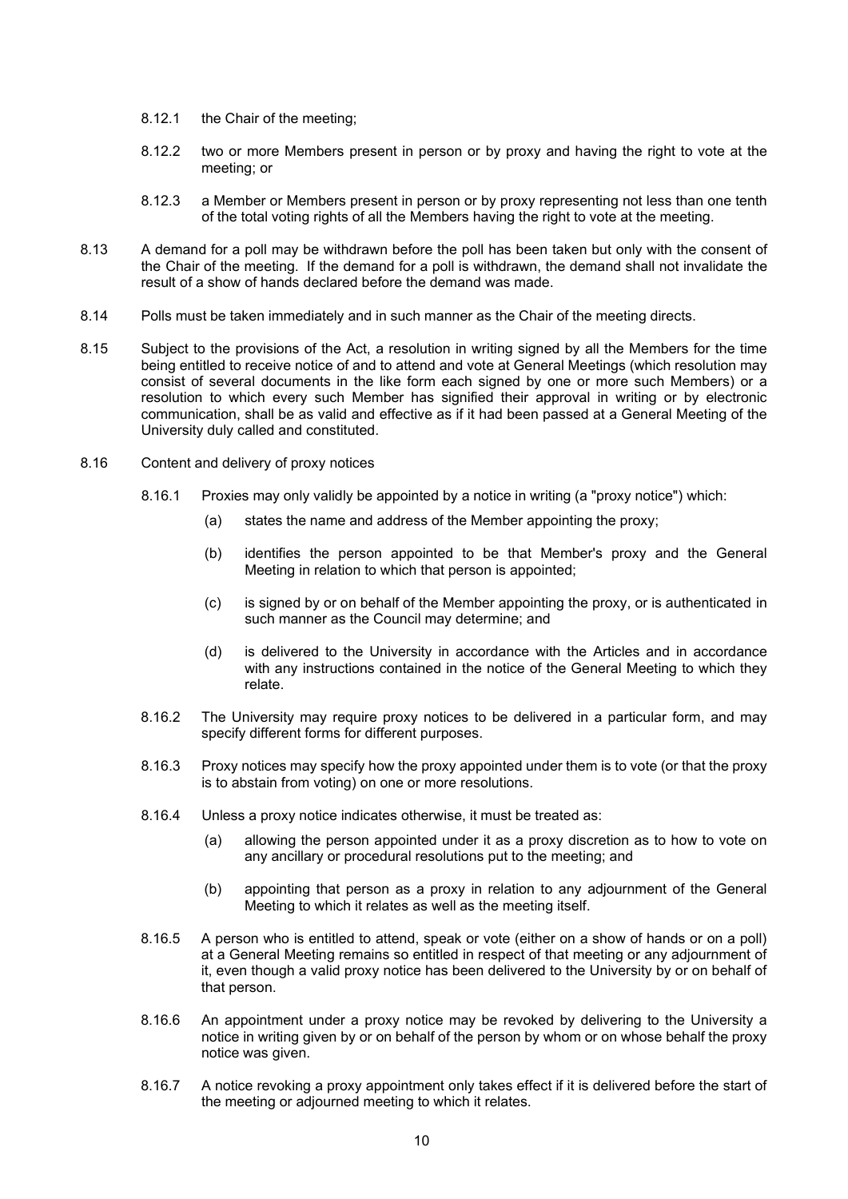8.12.1 the Chair of the meeting;

8.12.2 two or more Members present in person or by proxy and having the right to vote at the meeting; or

8.12.3 a Member or Members present in person or by proxy representing not less than one tenth of the total voting rights of all the Members having the right to vote at the meeting.

8.13 A demand for a poll may be withdrawn before the poll has been taken but only with the consent of the Chair of the meeting. If the demand for a poll is withdrawn, the demand shall not invalidate the result of a show of hands declared before the demand was made.

8.14 Polls must be taken immediately and in such manner as the Chair of the meeting directs.

8.15 Subject to the provisions of the Act, a resolution in writing signed by all the Members for the time being entitled to receive notice of and to attend and vote at General Meetings (which resolution may consist of several documents in the like form each signed by one or more such Members) or a resolution to which every such Member has signified their approval in writing or by electronic communication, shall be as valid and effective as if it had been passed at a General Meeting of the University duly called and constituted.

8.16 Content and delivery of proxy notices

8.16.1 Proxies may only validly be appointed by a notice in writing (a "proxy notice") which:

(a) states the name and address of the Member appointing the proxy;

(b) identifies the person appointed to be that Member's proxy and the General Meeting in relation to which that person is appointed;

(c) is signed by or on behalf of the Member appointing the proxy, or is authenticated in such manner as the Council may determine; and

(d) is delivered to the University in accordance with the Articles and in accordance with any instructions contained in the notice of the General Meeting to which they relate.

8.16.2 The University may require proxy notices to be delivered in a particular form, and may specify different forms for different purposes.

8.16.3 Proxy notices may specify how the proxy appointed under them is to vote (or that the proxy is to abstain from voting) on one or more resolutions.

8.16.4 Unless a proxy notice indicates otherwise, it must be treated as:

(a) allowing the person appointed under it as a proxy discretion as to how to vote on any ancillary or procedural resolutions put to the meeting; and

(b) appointing that person as a proxy in relation to any adjournment of the General Meeting to which it relates as well as the meeting itself.

8.16.5 A person who is entitled to attend, speak or vote (either on a show of hands or on a poll) at a General Meeting remains so entitled in respect of that meeting or any adjournment of it, even though a valid proxy notice has been delivered to the University by or on behalf of that person.

8.16.6 An appointment under a proxy notice may be revoked by delivering to the University a notice in writing given by or on behalf of the person by whom or on whose behalf the proxy notice was given.

8.16.7 A notice revoking a proxy appointment only takes effect if it is delivered before the start of the meeting or adjourned meeting to which it relates.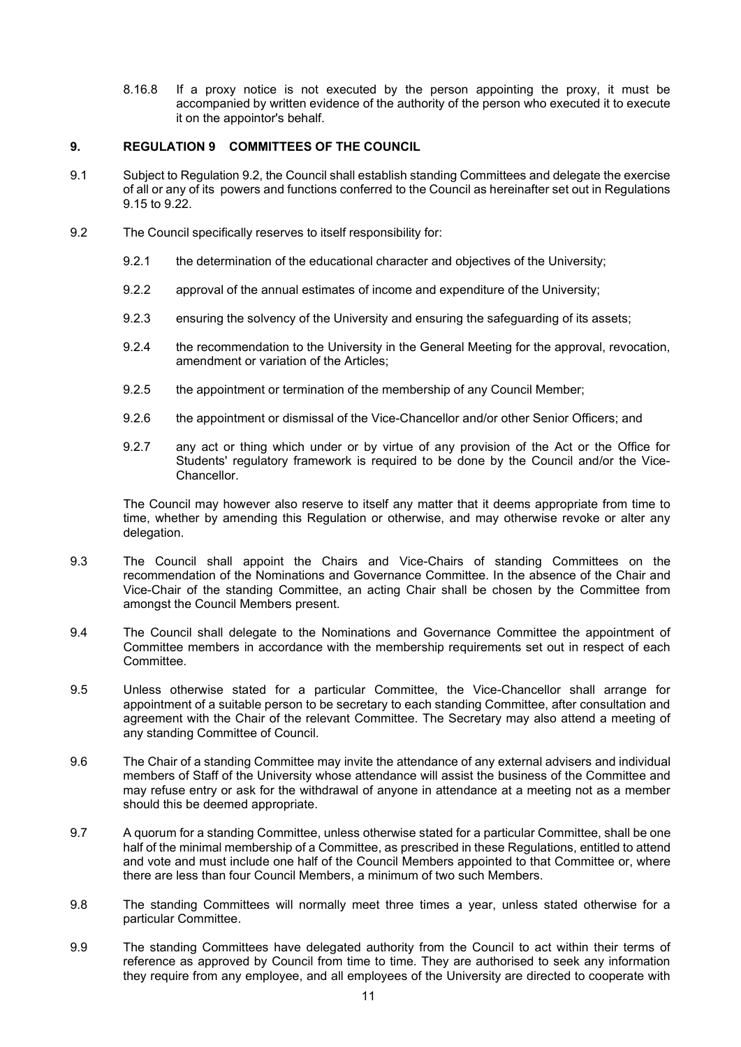8.16.8 If a proxy notice is not executed by the person appointing the proxy, it must be accompanied by written evidence of the authority of the person who executed it to execute it on the appointor's behalf.

## 9. REGULATION 9 COMMITTEES OF THE COUNCIL

9.1 Subject to Regulation 9.2, the Council shall establish standing Committees and delegate the exercise of all or any of its powers and functions conferred to the Council as hereinafter set out in Regulations 9.15 to 9.22.

9.2 The Council specifically reserves to itself responsibility for:

9.2.1 the determination of the educational character and objectives of the University;

9.2.2 approval of the annual estimates of income and expenditure of the University;

9.2.3 ensuring the solvency of the University and ensuring the safeguarding of its assets;

9.2.4 the recommendation to the University in the General Meeting for the approval, revocation, amendment or variation of the Articles;

9.2.5 the appointment or termination of the membership of any Council Member;

9.2.6 the appointment or dismissal of the Vice-Chancellor and/or other Senior Officers; and

9.2.7 any act or thing which under or by virtue of any provision of the Act or the Office for Students' regulatory framework is required to be done by the Council and/or the Vice-Chancellor.

The Council may however also reserve to itself any matter that it deems appropriate from time to time, whether by amending this Regulation or otherwise, and may otherwise revoke or alter any delegation.

9.3 The Council shall appoint the Chairs and Vice-Chairs of standing Committees on the recommendation of the Nominations and Governance Committee. In the absence of the Chair and Vice-Chair of the standing Committee, an acting Chair shall be chosen by the Committee from amongst the Council Members present.

9.4 The Council shall delegate to the Nominations and Governance Committee the appointment of Committee members in accordance with the membership requirements set out in respect of each Committee.

9.5 Unless otherwise stated for a particular Committee, the Vice-Chancellor shall arrange for appointment of a suitable person to be secretary to each standing Committee, after consultation and agreement with the Chair of the relevant Committee. The Secretary may also attend a meeting of any standing Committee of Council.

9.6 The Chair of a standing Committee may invite the attendance of any external advisers and individual members of Staff of the University whose attendance will assist the business of the Committee and may refuse entry or ask for the withdrawal of anyone in attendance at a meeting not as a member should this be deemed appropriate.

9.7 A quorum for a standing Committee, unless otherwise stated for a particular Committee, shall be one half of the minimal membership of a Committee, as prescribed in these Regulations, entitled to attend and vote and must include one half of the Council Members appointed to that Committee or, where there are less than four Council Members, a minimum of two such Members.

9.8 The standing Committees will normally meet three times a year, unless stated otherwise for a particular Committee.

9.9 The standing Committees have delegated authority from the Council to act within their terms of reference as approved by Council from time to time. They are authorised to seek any information they require from any employee, and all employees of the University are directed to cooperate with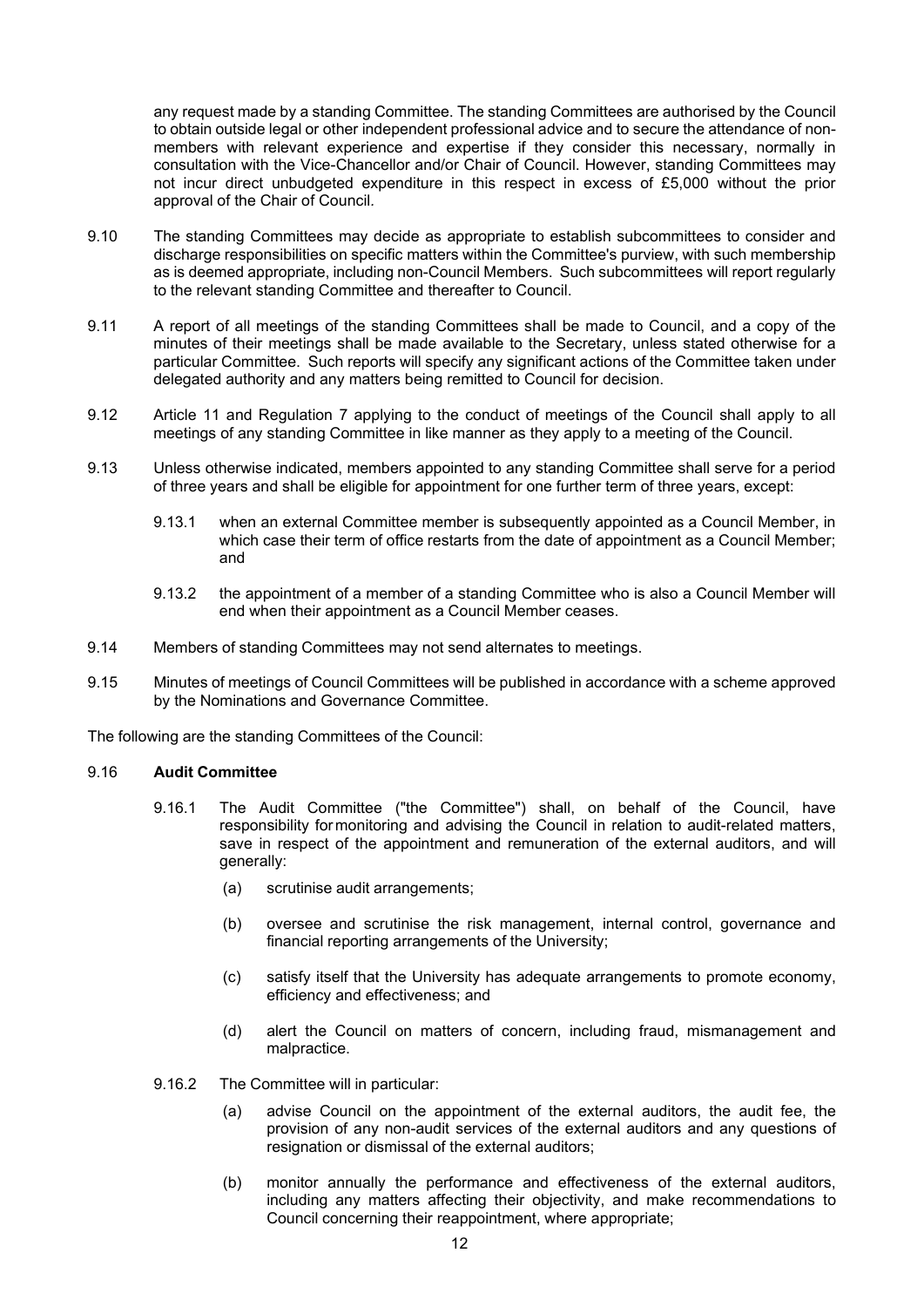any request made by a standing Committee. The standing Committees are authorised by the Council to obtain outside legal or other independent professional advice and to secure the attendance of non-members with relevant experience and expertise if they consider this necessary, normally in consultation with the Vice-Chancellor and/or Chair of Council. However, standing Committees may not incur direct unbudgeted expenditure in this respect in excess of £5,000 without the prior approval of the Chair of Council.

9.10 The standing Committees may decide as appropriate to establish subcommittees to consider and discharge responsibilities on specific matters within the Committee's purview, with such membership as is deemed appropriate, including non-Council Members. Such subcommittees will report regularly to the relevant standing Committee and thereafter to Council.

9.11 A report of all meetings of the standing Committees shall be made to Council, and a copy of the minutes of their meetings shall be made available to the Secretary, unless stated otherwise for a particular Committee. Such reports will specify any significant actions of the Committee taken under delegated authority and any matters being remitted to Council for decision.

9.12 Article 11 and Regulation 7 applying to the conduct of meetings of the Council shall apply to all meetings of any standing Committee in like manner as they apply to a meeting of the Council.

9.13 Unless otherwise indicated, members appointed to any standing Committee shall serve for a period of three years and shall be eligible for appointment for one further term of three years, except:

9.13.1 when an external Committee member is subsequently appointed as a Council Member, in which case their term of office restarts from the date of appointment as a Council Member; and

9.13.2 the appointment of a member of a standing Committee who is also a Council Member will end when their appointment as a Council Member ceases.

9.14 Members of standing Committees may not send alternates to meetings.

9.15 Minutes of meetings of Council Committees will be published in accordance with a scheme approved by the Nominations and Governance Committee.

The following are the standing Committees of the Council:

9.16 **Audit Committee**

9.16.1 The Audit Committee ("the Committee") shall, on behalf of the Council, have responsibility for monitoring and advising the Council in relation to audit-related matters, save in respect of the appointment and remuneration of the external auditors, and will generally:

(a) scrutinise audit arrangements;

(b) oversee and scrutinise the risk management, internal control, governance and financial reporting arrangements of the University;

(c) satisfy itself that the University has adequate arrangements to promote economy, efficiency and effectiveness; and

(d) alert the Council on matters of concern, including fraud, mismanagement and malpractice.

9.16.2 The Committee will in particular:

(a) advise Council on the appointment of the external auditors, the audit fee, the provision of any non-audit services of the external auditors and any questions of resignation or dismissal of the external auditors;

(b) monitor annually the performance and effectiveness of the external auditors, including any matters affecting their objectivity, and make recommendations to Council concerning their reappointment, where appropriate;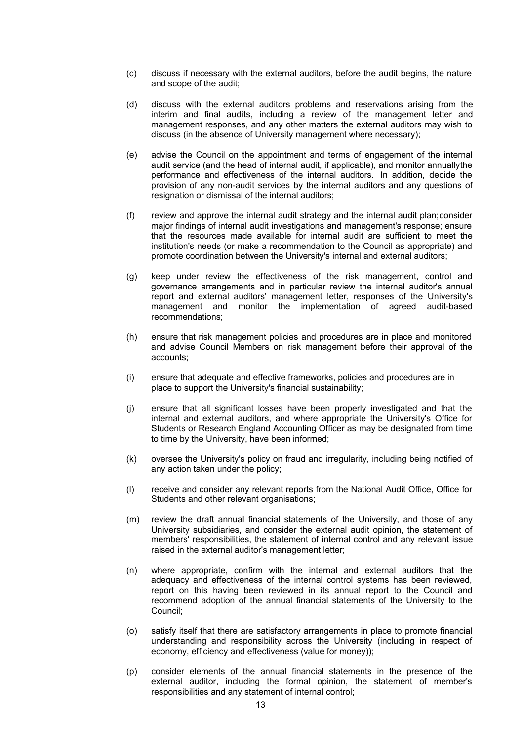(c) discuss if necessary with the external auditors, before the audit begins, the nature and scope of the audit;

(d) discuss with the external auditors problems and reservations arising from the interim and final audits, including a review of the management letter and management responses, and any other matters the external auditors may wish to discuss (in the absence of University management where necessary);

(e) advise the Council on the appointment and terms of engagement of the internal audit service (and the head of internal audit, if applicable), and monitor annuallythe performance and effectiveness of the internal auditors. In addition, decide the provision of any non-audit services by the internal auditors and any questions of resignation or dismissal of the internal auditors;

(f) review and approve the internal audit strategy and the internal audit plan;consider major findings of internal audit investigations and management's response; ensure that the resources made available for internal audit are sufficient to meet the institution's needs (or make a recommendation to the Council as appropriate) and promote coordination between the University's internal and external auditors;

(g) keep under review the effectiveness of the risk management, control and governance arrangements and in particular review the internal auditor's annual report and external auditors' management letter, responses of the University's management and monitor the implementation of agreed audit-based recommendations;

(h) ensure that risk management policies and procedures are in place and monitored and advise Council Members on risk management before their approval of the accounts;

(i) ensure that adequate and effective frameworks, policies and procedures are in place to support the University's financial sustainability;

(j) ensure that all significant losses have been properly investigated and that the internal and external auditors, and where appropriate the University's Office for Students or Research England Accounting Officer as may be designated from time to time by the University, have been informed;

(k) oversee the University's policy on fraud and irregularity, including being notified of any action taken under the policy;

(l) receive and consider any relevant reports from the National Audit Office, Office for Students and other relevant organisations;

(m) review the draft annual financial statements of the University, and those of any University subsidiaries, and consider the external audit opinion, the statement of members' responsibilities, the statement of internal control and any relevant issue raised in the external auditor's management letter;

(n) where appropriate, confirm with the internal and external auditors that the adequacy and effectiveness of the internal control systems has been reviewed, report on this having been reviewed in its annual report to the Council and recommend adoption of the annual financial statements of the University to the Council;

(o) satisfy itself that there are satisfactory arrangements in place to promote financial understanding and responsibility across the University (including in respect of economy, efficiency and effectiveness (value for money));

(p) consider elements of the annual financial statements in the presence of the external auditor, including the formal opinion, the statement of member's responsibilities and any statement of internal control;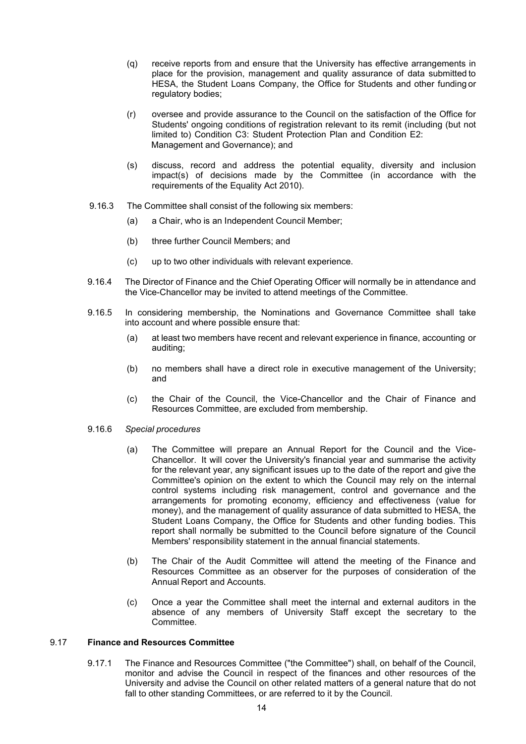(q) receive reports from and ensure that the University has effective arrangements in place for the provision, management and quality assurance of data submitted to HESA, the Student Loans Company, the Office for Students and other funding or regulatory bodies;

(r) oversee and provide assurance to the Council on the satisfaction of the Office for Students' ongoing conditions of registration relevant to its remit (including (but not limited to) Condition C3: Student Protection Plan and Condition E2: Management and Governance); and

(s) discuss, record and address the potential equality, diversity and inclusion impact(s) of decisions made by the Committee (in accordance with the requirements of the Equality Act 2010).

9.16.3 The Committee shall consist of the following six members:

(a) a Chair, who is an Independent Council Member;

(b) three further Council Members; and

(c) up to two other individuals with relevant experience.

9.16.4 The Director of Finance and the Chief Operating Officer will normally be in attendance and the Vice-Chancellor may be invited to attend meetings of the Committee.

9.16.5 In considering membership, the Nominations and Governance Committee shall take into account and where possible ensure that:

(a) at least two members have recent and relevant experience in finance, accounting or auditing;

(b) no members shall have a direct role in executive management of the University; and

(c) the Chair of the Council, the Vice-Chancellor and the Chair of Finance and Resources Committee, are excluded from membership.

9.16.6 *Special procedures*

(a) The Committee will prepare an Annual Report for the Council and the Vice-Chancellor. It will cover the University's financial year and summarise the activity for the relevant year, any significant issues up to the date of the report and give the Committee's opinion on the extent to which the Council may rely on the internal control systems including risk management, control and governance and the arrangements for promoting economy, efficiency and effectiveness (value for money), and the management of quality assurance of data submitted to HESA, the Student Loans Company, the Office for Students and other funding bodies. This report shall normally be submitted to the Council before signature of the Council Members' responsibility statement in the annual financial statements.

(b) The Chair of the Audit Committee will attend the meeting of the Finance and Resources Committee as an observer for the purposes of consideration of the Annual Report and Accounts.

(c) Once a year the Committee shall meet the internal and external auditors in the absence of any members of University Staff except the secretary to the Committee.

### 9.17 Finance and Resources Committee

9.17.1 The Finance and Resources Committee ("the Committee") shall, on behalf of the Council, monitor and advise the Council in respect of the finances and other resources of the University and advise the Council on other related matters of a general nature that do not fall to other standing Committees, or are referred to it by the Council.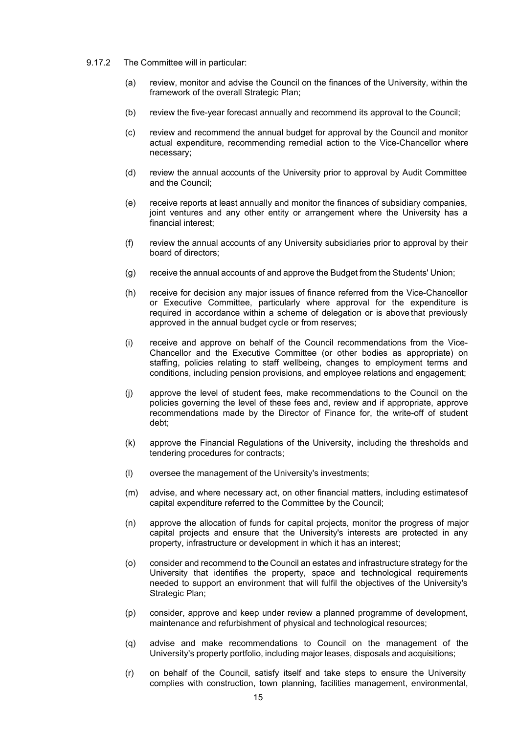9.17.2 The Committee will in particular:

(a) review, monitor and advise the Council on the finances of the University, within the framework of the overall Strategic Plan;

(b) review the five-year forecast annually and recommend its approval to the Council;

(c) review and recommend the annual budget for approval by the Council and monitor actual expenditure, recommending remedial action to the Vice-Chancellor where necessary;

(d) review the annual accounts of the University prior to approval by Audit Committee and the Council;

(e) receive reports at least annually and monitor the finances of subsidiary companies, joint ventures and any other entity or arrangement where the University has a financial interest;

(f) review the annual accounts of any University subsidiaries prior to approval by their board of directors;

(g) receive the annual accounts of and approve the Budget from the Students' Union;

(h) receive for decision any major issues of finance referred from the Vice-Chancellor or Executive Committee, particularly where approval for the expenditure is required in accordance within a scheme of delegation or is above that previously approved in the annual budget cycle or from reserves;

(i) receive and approve on behalf of the Council recommendations from the Vice-Chancellor and the Executive Committee (or other bodies as appropriate) on staffing, policies relating to staff wellbeing, changes to employment terms and conditions, including pension provisions, and employee relations and engagement;

(j) approve the level of student fees, make recommendations to the Council on the policies governing the level of these fees and, review and if appropriate, approve recommendations made by the Director of Finance for, the write-off of student debt;

(k) approve the Financial Regulations of the University, including the thresholds and tendering procedures for contracts;

(l) oversee the management of the University's investments;

(m) advise, and where necessary act, on other financial matters, including estimates of capital expenditure referred to the Committee by the Council;

(n) approve the allocation of funds for capital projects, monitor the progress of major capital projects and ensure that the University's interests are protected in any property, infrastructure or development in which it has an interest;

(o) consider and recommend to the Council an estates and infrastructure strategy for the University that identifies the property, space and technological requirements needed to support an environment that will fulfil the objectives of the University's Strategic Plan;

(p) consider, approve and keep under review a planned programme of development, maintenance and refurbishment of physical and technological resources;

(q) advise and make recommendations to Council on the management of the University's property portfolio, including major leases, disposals and acquisitions;

(r) on behalf of the Council, satisfy itself and take steps to ensure the University complies with construction, town planning, facilities management, environmental,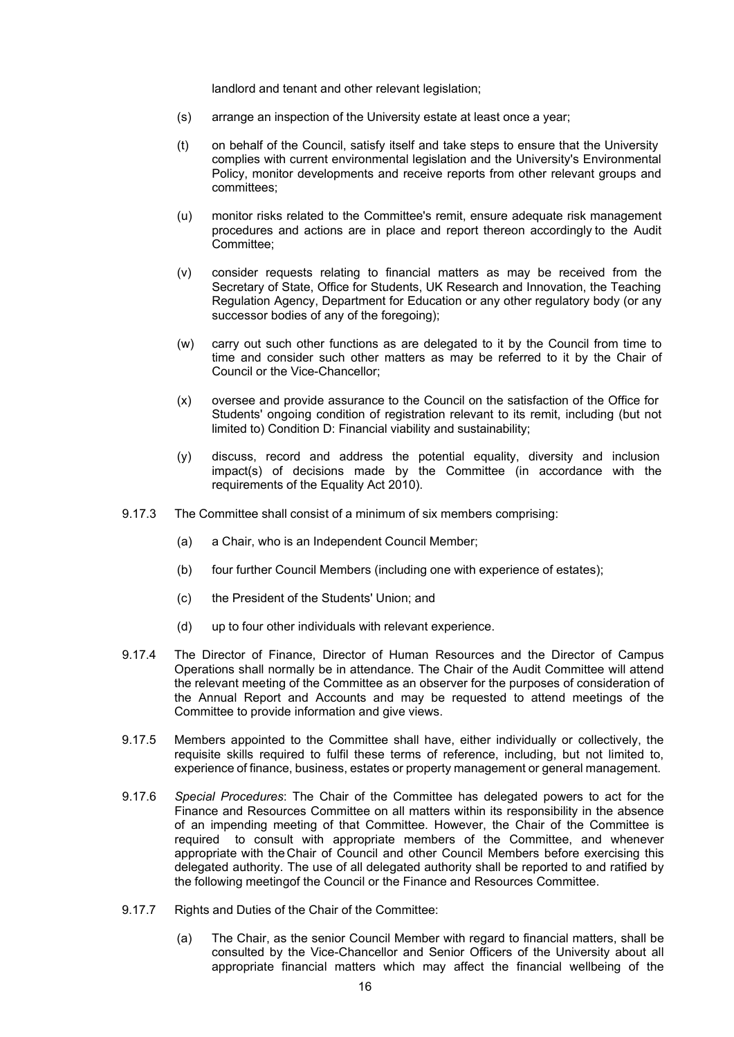landlord and tenant and other relevant legislation;

(s) arrange an inspection of the University estate at least once a year;

(t) on behalf of the Council, satisfy itself and take steps to ensure that the University complies with current environmental legislation and the University's Environmental Policy, monitor developments and receive reports from other relevant groups and committees;

(u) monitor risks related to the Committee's remit, ensure adequate risk management procedures and actions are in place and report thereon accordingly to the Audit Committee;

(v) consider requests relating to financial matters as may be received from the Secretary of State, Office for Students, UK Research and Innovation, the Teaching Regulation Agency, Department for Education or any other regulatory body (or any successor bodies of any of the foregoing);

(w) carry out such other functions as are delegated to it by the Council from time to time and consider such other matters as may be referred to it by the Chair of Council or the Vice-Chancellor;

(x) oversee and provide assurance to the Council on the satisfaction of the Office for Students' ongoing condition of registration relevant to its remit, including (but not limited to) Condition D: Financial viability and sustainability;

(y) discuss, record and address the potential equality, diversity and inclusion impact(s) of decisions made by the Committee (in accordance with the requirements of the Equality Act 2010).

9.17.3 The Committee shall consist of a minimum of six members comprising:

(a) a Chair, who is an Independent Council Member;

(b) four further Council Members (including one with experience of estates);

(c) the President of the Students' Union; and

(d) up to four other individuals with relevant experience.

9.17.4 The Director of Finance, Director of Human Resources and the Director of Campus Operations shall normally be in attendance. The Chair of the Audit Committee will attend the relevant meeting of the Committee as an observer for the purposes of consideration of the Annual Report and Accounts and may be requested to attend meetings of the Committee to provide information and give views.

9.17.5 Members appointed to the Committee shall have, either individually or collectively, the requisite skills required to fulfil these terms of reference, including, but not limited to, experience of finance, business, estates or property management or general management.

9.17.6 *Special Procedures*: The Chair of the Committee has delegated powers to act for the Finance and Resources Committee on all matters within its responsibility in the absence of an impending meeting of that Committee. However, the Chair of the Committee is required to consult with appropriate members of the Committee, and whenever appropriate with the Chair of Council and other Council Members before exercising this delegated authority. The use of all delegated authority shall be reported to and ratified by the following meetingof the Council or the Finance and Resources Committee.

9.17.7 Rights and Duties of the Chair of the Committee:

(a) The Chair, as the senior Council Member with regard to financial matters, shall be consulted by the Vice-Chancellor and Senior Officers of the University about all appropriate financial matters which may affect the financial wellbeing of the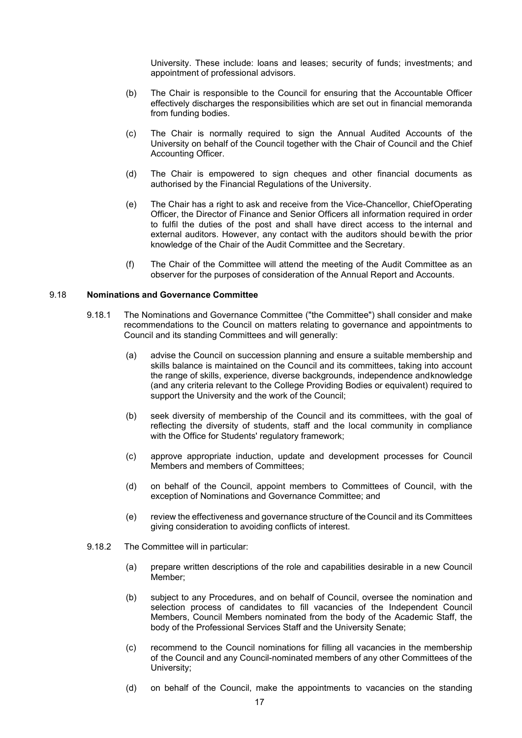University. These include: loans and leases; security of funds; investments; and appointment of professional advisors.

(b) The Chair is responsible to the Council for ensuring that the Accountable Officer effectively discharges the responsibilities which are set out in financial memoranda from funding bodies.

(c) The Chair is normally required to sign the Annual Audited Accounts of the University on behalf of the Council together with the Chair of Council and the Chief Accounting Officer.

(d) The Chair is empowered to sign cheques and other financial documents as authorised by the Financial Regulations of the University.

(e) The Chair has a right to ask and receive from the Vice-Chancellor, Chief Operating Officer, the Director of Finance and Senior Officers all information required in order to fulfil the duties of the post and shall have direct access to the internal and external auditors. However, any contact with the auditors should be with the prior knowledge of the Chair of the Audit Committee and the Secretary.

(f) The Chair of the Committee will attend the meeting of the Audit Committee as an observer for the purposes of consideration of the Annual Report and Accounts.

9.18 **Nominations and Governance Committee**

9.18.1 The Nominations and Governance Committee ("the Committee") shall consider and make recommendations to the Council on matters relating to governance and appointments to Council and its standing Committees and will generally:

(a) advise the Council on succession planning and ensure a suitable membership and skills balance is maintained on the Council and its committees, taking into account the range of skills, experience, diverse backgrounds, independence and knowledge (and any criteria relevant to the College Providing Bodies or equivalent) required to support the University and the work of the Council;

(b) seek diversity of membership of the Council and its committees, with the goal of reflecting the diversity of students, staff and the local community in compliance with the Office for Students' regulatory framework;

(c) approve appropriate induction, update and development processes for Council Members and members of Committees;

(d) on behalf of the Council, appoint members to Committees of Council, with the exception of Nominations and Governance Committee; and

(e) review the effectiveness and governance structure of the Council and its Committees giving consideration to avoiding conflicts of interest.

9.18.2 The Committee will in particular:

(a) prepare written descriptions of the role and capabilities desirable in a new Council Member;

(b) subject to any Procedures, and on behalf of Council, oversee the nomination and selection process of candidates to fill vacancies of the Independent Council Members, Council Members nominated from the body of the Academic Staff, the body of the Professional Services Staff and the University Senate;

(c) recommend to the Council nominations for filling all vacancies in the membership of the Council and any Council-nominated members of any other Committees of the University;

(d) on behalf of the Council, make the appointments to vacancies on the standing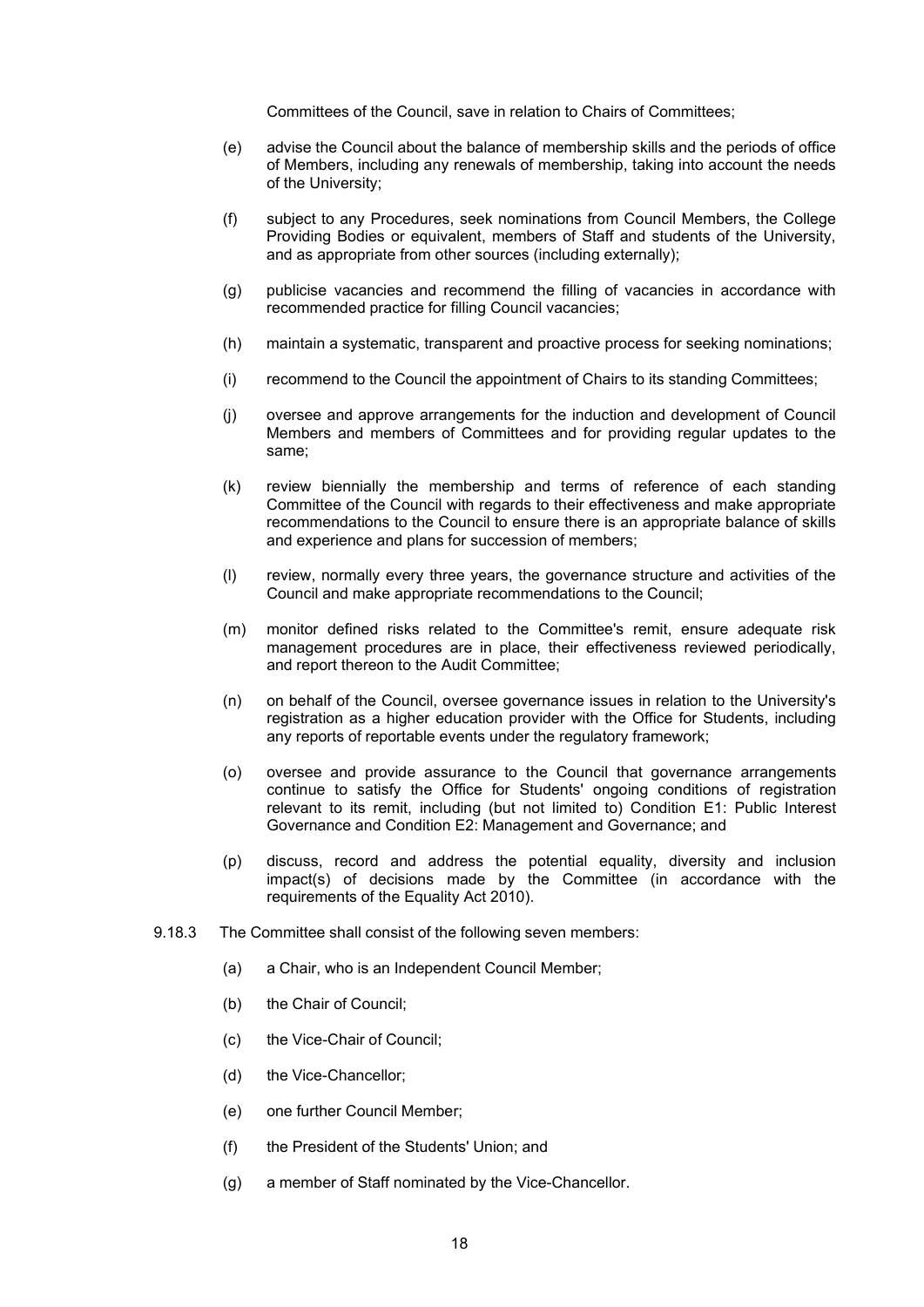Committees of the Council, save in relation to Chairs of Committees;

(e) advise the Council about the balance of membership skills and the periods of office of Members, including any renewals of membership, taking into account the needs of the University;

(f) subject to any Procedures, seek nominations from Council Members, the College Providing Bodies or equivalent, members of Staff and students of the University, and as appropriate from other sources (including externally);

(g) publicise vacancies and recommend the filling of vacancies in accordance with recommended practice for filling Council vacancies;

(h) maintain a systematic, transparent and proactive process for seeking nominations;

(i) recommend to the Council the appointment of Chairs to its standing Committees;

(j) oversee and approve arrangements for the induction and development of Council Members and members of Committees and for providing regular updates to the same;

(k) review biennially the membership and terms of reference of each standing Committee of the Council with regards to their effectiveness and make appropriate recommendations to the Council to ensure there is an appropriate balance of skills and experience and plans for succession of members;

(l) review, normally every three years, the governance structure and activities of the Council and make appropriate recommendations to the Council;

(m) monitor defined risks related to the Committee's remit, ensure adequate risk management procedures are in place, their effectiveness reviewed periodically, and report thereon to the Audit Committee;

(n) on behalf of the Council, oversee governance issues in relation to the University's registration as a higher education provider with the Office for Students, including any reports of reportable events under the regulatory framework;

(o) oversee and provide assurance to the Council that governance arrangements continue to satisfy the Office for Students' ongoing conditions of registration relevant to its remit, including (but not limited to) Condition E1: Public Interest Governance and Condition E2: Management and Governance; and

(p) discuss, record and address the potential equality, diversity and inclusion impact(s) of decisions made by the Committee (in accordance with the requirements of the Equality Act 2010).

9.18.3 The Committee shall consist of the following seven members:

(a) a Chair, who is an Independent Council Member;

(b) the Chair of Council;

(c) the Vice-Chair of Council;

(d) the Vice-Chancellor;

(e) one further Council Member;

(f) the President of the Students' Union; and

(g) a member of Staff nominated by the Vice-Chancellor.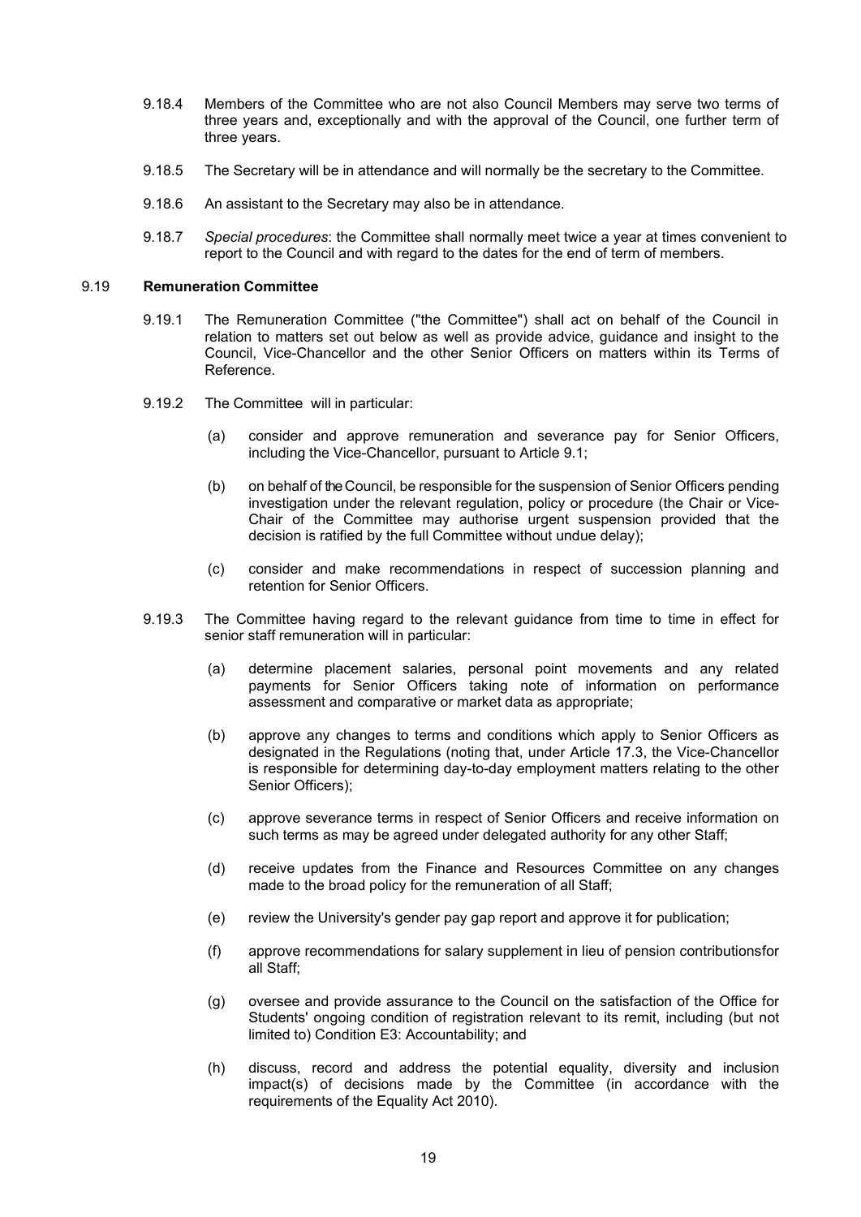9.18.4 Members of the Committee who are not also Council Members may serve two terms of three years and, exceptionally and with the approval of the Council, one further term of three years.

9.18.5 The Secretary will be in attendance and will normally be the secretary to the Committee.

9.18.6 An assistant to the Secretary may also be in attendance.

9.18.7 *Special procedures*: the Committee shall normally meet twice a year at times convenient to report to the Council and with regard to the dates for the end of term of members.

### 9.19 Remuneration Committee

9.19.1 The Remuneration Committee ("the Committee") shall act on behalf of the Council in relation to matters set out below as well as provide advice, guidance and insight to the Council, Vice-Chancellor and the other Senior Officers on matters within its Terms of Reference.

9.19.2 The Committee will in particular:

(a) consider and approve remuneration and severance pay for Senior Officers, including the Vice-Chancellor, pursuant to Article 9.1;

(b) on behalf of the Council, be responsible for the suspension of Senior Officers pending investigation under the relevant regulation, policy or procedure (the Chair or Vice-Chair of the Committee may authorise urgent suspension provided that the decision is ratified by the full Committee without undue delay);

(c) consider and make recommendations in respect of succession planning and retention for Senior Officers.

9.19.3 The Committee having regard to the relevant guidance from time to time in effect for senior staff remuneration will in particular:

(a) determine placement salaries, personal point movements and any related payments for Senior Officers taking note of information on performance assessment and comparative or market data as appropriate;

(b) approve any changes to terms and conditions which apply to Senior Officers as designated in the Regulations (noting that, under Article 17.3, the Vice-Chancellor is responsible for determining day-to-day employment matters relating to the other Senior Officers);

(c) approve severance terms in respect of Senior Officers and receive information on such terms as may be agreed under delegated authority for any other Staff;

(d) receive updates from the Finance and Resources Committee on any changes made to the broad policy for the remuneration of all Staff;

(e) review the University's gender pay gap report and approve it for publication;

(f) approve recommendations for salary supplement in lieu of pension contributionsfor all Staff;

(g) oversee and provide assurance to the Council on the satisfaction of the Office for Students' ongoing condition of registration relevant to its remit, including (but not limited to) Condition E3: Accountability; and

(h) discuss, record and address the potential equality, diversity and inclusion impact(s) of decisions made by the Committee (in accordance with the requirements of the Equality Act 2010).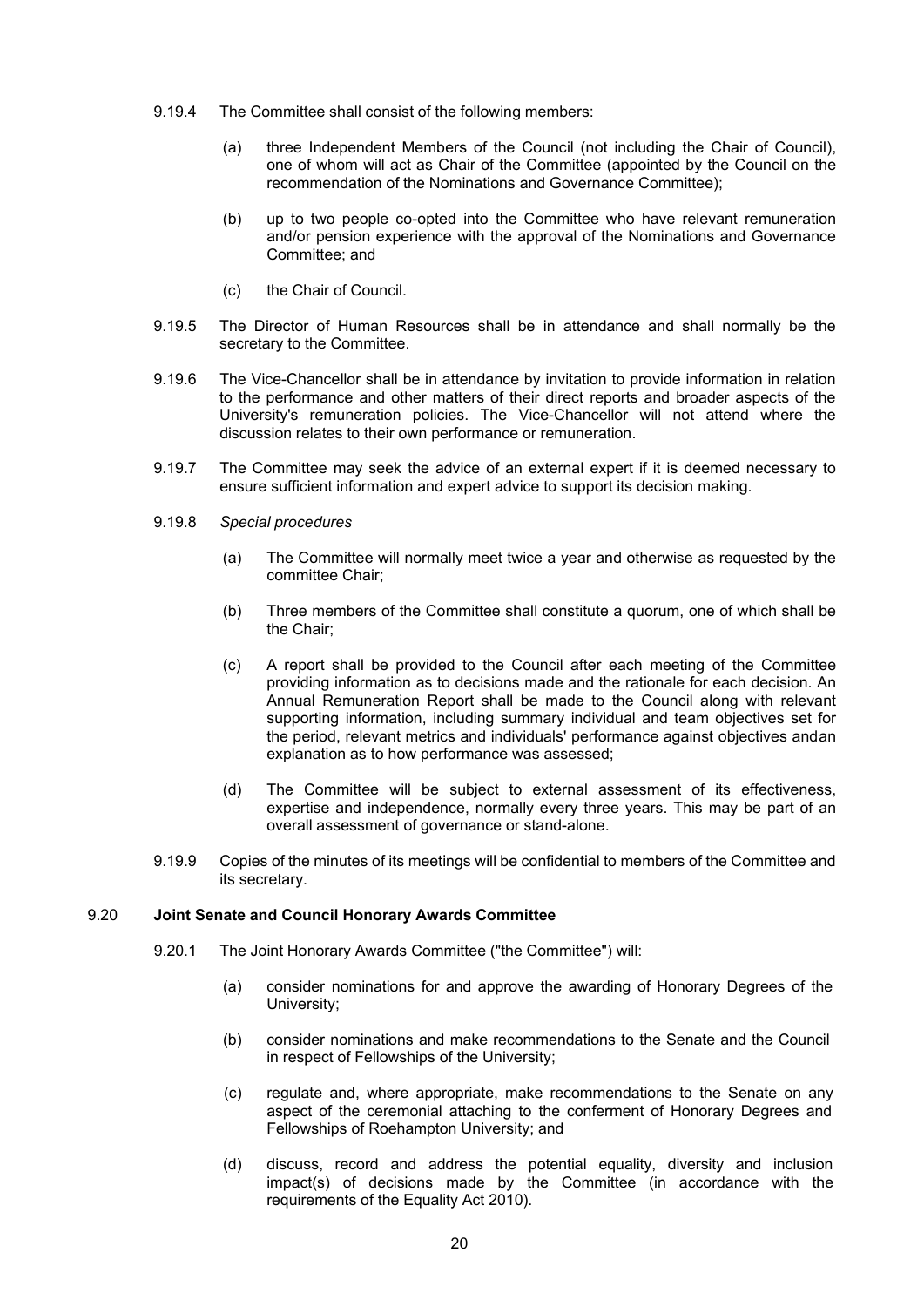9.19.4 The Committee shall consist of the following members:

(a) three Independent Members of the Council (not including the Chair of Council), one of whom will act as Chair of the Committee (appointed by the Council on the recommendation of the Nominations and Governance Committee);

(b) up to two people co-opted into the Committee who have relevant remuneration and/or pension experience with the approval of the Nominations and Governance Committee; and

(c) the Chair of Council.

9.19.5 The Director of Human Resources shall be in attendance and shall normally be the secretary to the Committee.

9.19.6 The Vice-Chancellor shall be in attendance by invitation to provide information in relation to the performance and other matters of their direct reports and broader aspects of the University's remuneration policies. The Vice-Chancellor will not attend where the discussion relates to their own performance or remuneration.

9.19.7 The Committee may seek the advice of an external expert if it is deemed necessary to ensure sufficient information and expert advice to support its decision making.

9.19.8 *Special procedures*

(a) The Committee will normally meet twice a year and otherwise as requested by the committee Chair;

(b) Three members of the Committee shall constitute a quorum, one of which shall be the Chair;

(c) A report shall be provided to the Council after each meeting of the Committee providing information as to decisions made and the rationale for each decision. An Annual Remuneration Report shall be made to the Council along with relevant supporting information, including summary individual and team objectives set for the period, relevant metrics and individuals' performance against objectives andan explanation as to how performance was assessed;

(d) The Committee will be subject to external assessment of its effectiveness, expertise and independence, normally every three years. This may be part of an overall assessment of governance or stand-alone.

9.19.9 Copies of the minutes of its meetings will be confidential to members of the Committee and its secretary.

### 9.20 Joint Senate and Council Honorary Awards Committee

9.20.1 The Joint Honorary Awards Committee ("the Committee") will:

(a) consider nominations for and approve the awarding of Honorary Degrees of the University;

(b) consider nominations and make recommendations to the Senate and the Council in respect of Fellowships of the University;

(c) regulate and, where appropriate, make recommendations to the Senate on any aspect of the ceremonial attaching to the conferment of Honorary Degrees and Fellowships of Roehampton University; and

(d) discuss, record and address the potential equality, diversity and inclusion impact(s) of decisions made by the Committee (in accordance with the requirements of the Equality Act 2010).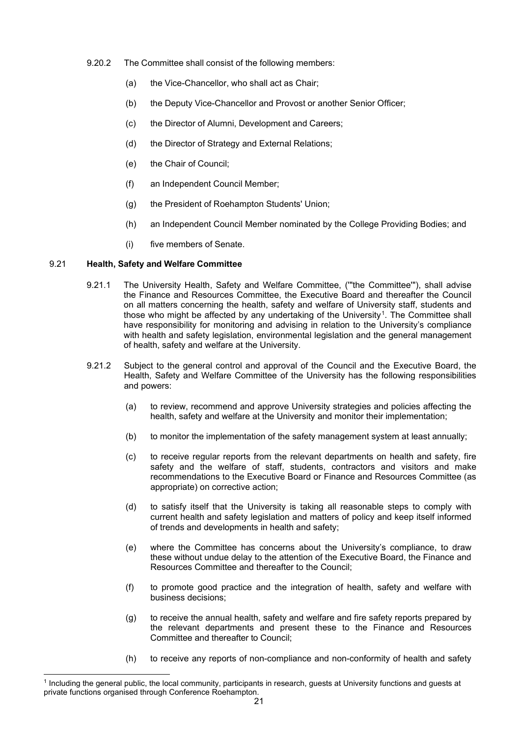9.20.2 The Committee shall consist of the following members:

(a) the Vice-Chancellor, who shall act as Chair;

(b) the Deputy Vice-Chancellor and Provost or another Senior Officer;

(c) the Director of Alumni, Development and Careers;

(d) the Director of Strategy and External Relations;

(e) the Chair of Council;

(f) an Independent Council Member;

(g) the President of Roehampton Students' Union;

(h) an Independent Council Member nominated by the College Providing Bodies; and

(i) five members of Senate.

9.21 **Health, Safety and Welfare Committee**

9.21.1 The University Health, Safety and Welfare Committee, ('"the Committee"'), shall advise the Finance and Resources Committee, the Executive Board and thereafter the Council on all matters concerning the health, safety and welfare of University staff, students and those who might be affected by any undertaking of the University[1]. The Committee shall have responsibility for monitoring and advising in relation to the University's compliance with health and safety legislation, environmental legislation and the general management of health, safety and welfare at the University.

9.21.2 Subject to the general control and approval of the Council and the Executive Board, the Health, Safety and Welfare Committee of the University has the following responsibilities and powers:

(a) to review, recommend and approve University strategies and policies affecting the health, safety and welfare at the University and monitor their implementation;

(b) to monitor the implementation of the safety management system at least annually;

(c) to receive regular reports from the relevant departments on health and safety, fire safety and the welfare of staff, students, contractors and visitors and make recommendations to the Executive Board or Finance and Resources Committee (as appropriate) on corrective action;

(d) to satisfy itself that the University is taking all reasonable steps to comply with current health and safety legislation and matters of policy and keep itself informed of trends and developments in health and safety;

(e) where the Committee has concerns about the University's compliance, to draw these without undue delay to the attention of the Executive Board, the Finance and Resources Committee and thereafter to the Council;

(f) to promote good practice and the integration of health, safety and welfare with business decisions;

(g) to receive the annual health, safety and welfare and fire safety reports prepared by the relevant departments and present these to the Finance and Resources Committee and thereafter to Council;

(h) to receive any reports of non-compliance and non-conformity of health and safety

[1] Including the general public, the local community, participants in research, guests at University functions and guests at private functions organised through Conference Roehampton.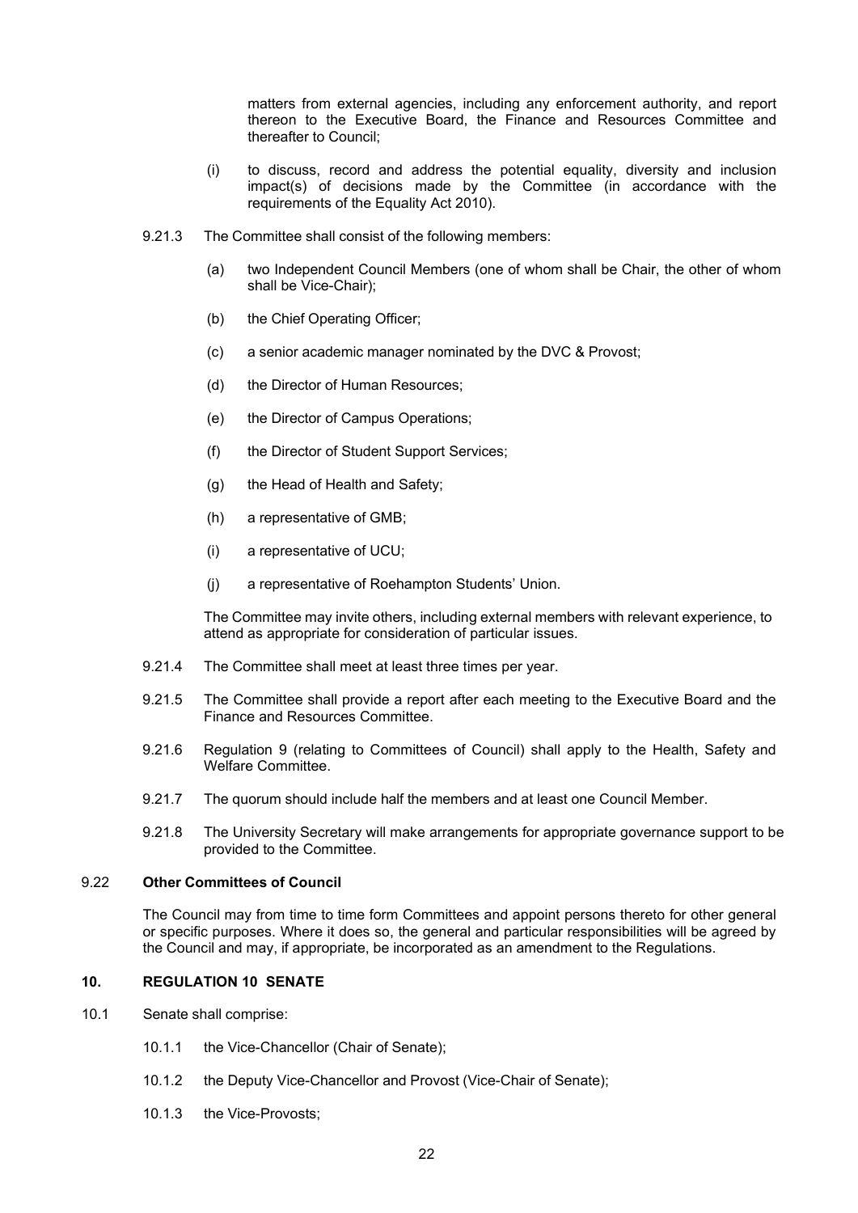matters from external agencies, including any enforcement authority, and report thereon to the Executive Board, the Finance and Resources Committee and thereafter to Council;

(i) to discuss, record and address the potential equality, diversity and inclusion impact(s) of decisions made by the Committee (in accordance with the requirements of the Equality Act 2010).

9.21.3 The Committee shall consist of the following members:

(a) two Independent Council Members (one of whom shall be Chair, the other of whom shall be Vice-Chair);

(b) the Chief Operating Officer;

(c) a senior academic manager nominated by the DVC & Provost;

(d) the Director of Human Resources;

(e) the Director of Campus Operations;

(f) the Director of Student Support Services;

(g) the Head of Health and Safety;

(h) a representative of GMB;

(i) a representative of UCU;

(j) a representative of Roehampton Students' Union.

The Committee may invite others, including external members with relevant experience, to attend as appropriate for consideration of particular issues.

9.21.4 The Committee shall meet at least three times per year.

9.21.5 The Committee shall provide a report after each meeting to the Executive Board and the Finance and Resources Committee.

9.21.6 Regulation 9 (relating to Committees of Council) shall apply to the Health, Safety and Welfare Committee.

9.21.7 The quorum should include half the members and at least one Council Member.

9.21.8 The University Secretary will make arrangements for appropriate governance support to be provided to the Committee.

9.22 **Other Committees of Council**

The Council may from time to time form Committees and appoint persons thereto for other general or specific purposes. Where it does so, the general and particular responsibilities will be agreed by the Council and may, if appropriate, be incorporated as an amendment to the Regulations.

## 10. REGULATION 10 SENATE

10.1 Senate shall comprise:

10.1.1 the Vice-Chancellor (Chair of Senate);

10.1.2 the Deputy Vice-Chancellor and Provost (Vice-Chair of Senate);

10.1.3 the Vice-Provosts;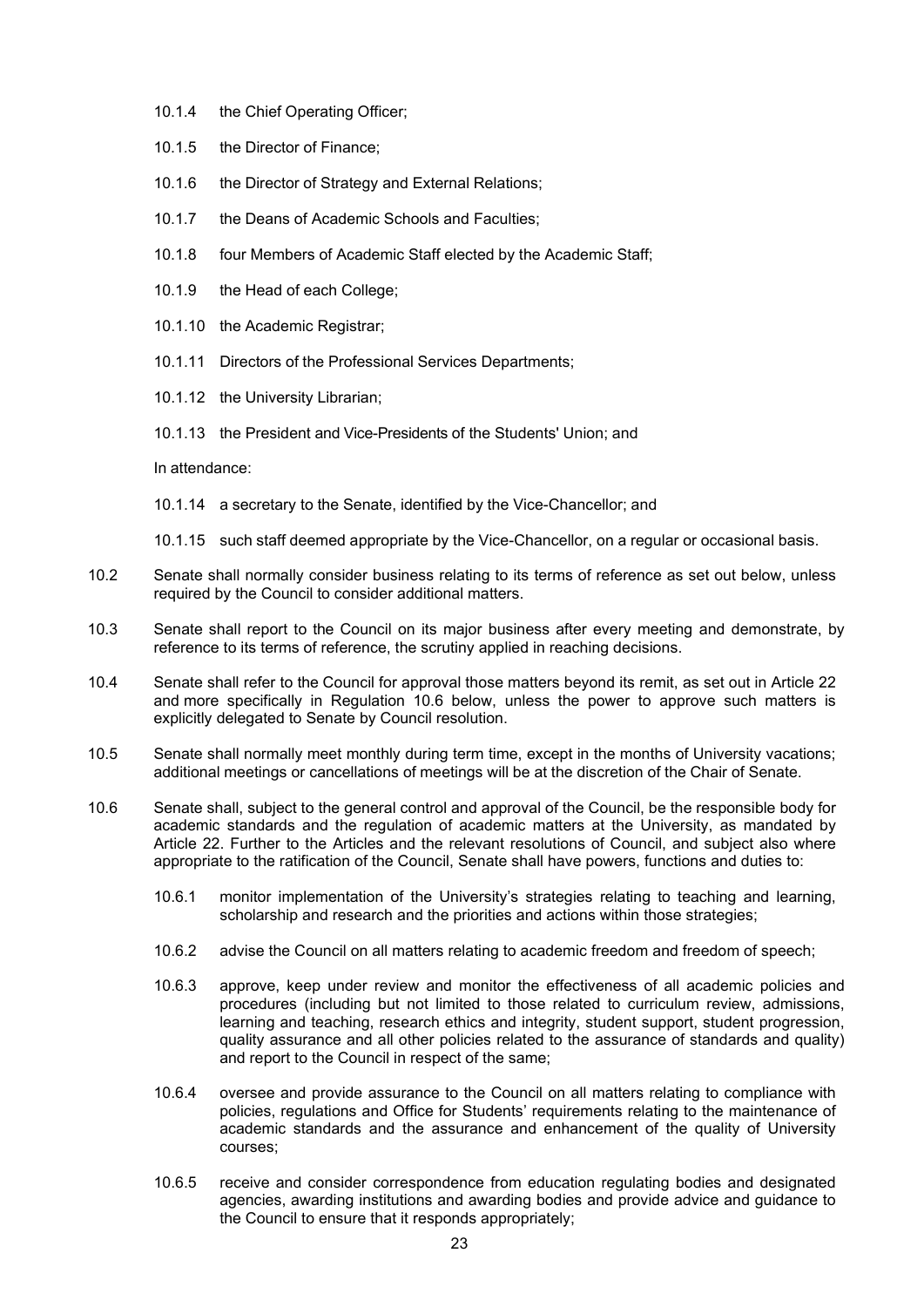- 10.1.4 the Chief Operating Officer;
- 10.1.5 the Director of Finance;
- 10.1.6 the Director of Strategy and External Relations;
- 10.1.7 the Deans of Academic Schools and Faculties;
- 10.1.8 four Members of Academic Staff elected by the Academic Staff;
- 10.1.9 the Head of each College;
- 10.1.10 the Academic Registrar;
- 10.1.11 Directors of the Professional Services Departments;
- 10.1.12 the University Librarian;
- 10.1.13 the President and Vice-Presidents of the Students' Union; and

In attendance:

- 10.1.14 a secretary to the Senate, identified by the Vice-Chancellor; and
- 10.1.15 such staff deemed appropriate by the Vice-Chancellor, on a regular or occasional basis.

10.2 Senate shall normally consider business relating to its terms of reference as set out below, unless required by the Council to consider additional matters.

10.3 Senate shall report to the Council on its major business after every meeting and demonstrate, by reference to its terms of reference, the scrutiny applied in reaching decisions.

10.4 Senate shall refer to the Council for approval those matters beyond its remit, as set out in Article 22 and more specifically in Regulation 10.6 below, unless the power to approve such matters is explicitly delegated to Senate by Council resolution.

10.5 Senate shall normally meet monthly during term time, except in the months of University vacations; additional meetings or cancellations of meetings will be at the discretion of the Chair of Senate.

10.6 Senate shall, subject to the general control and approval of the Council, be the responsible body for academic standards and the regulation of academic matters at the University, as mandated by Article 22. Further to the Articles and the relevant resolutions of Council, and subject also where appropriate to the ratification of the Council, Senate shall have powers, functions and duties to:

- 10.6.1 monitor implementation of the University's strategies relating to teaching and learning, scholarship and research and the priorities and actions within those strategies;
- 10.6.2 advise the Council on all matters relating to academic freedom and freedom of speech;
- 10.6.3 approve, keep under review and monitor the effectiveness of all academic policies and procedures (including but not limited to those related to curriculum review, admissions, learning and teaching, research ethics and integrity, student support, student progression, quality assurance and all other policies related to the assurance of standards and quality) and report to the Council in respect of the same;
- 10.6.4 oversee and provide assurance to the Council on all matters relating to compliance with policies, regulations and Office for Students' requirements relating to the maintenance of academic standards and the assurance and enhancement of the quality of University courses;
- 10.6.5 receive and consider correspondence from education regulating bodies and designated agencies, awarding institutions and awarding bodies and provide advice and guidance to the Council to ensure that it responds appropriately;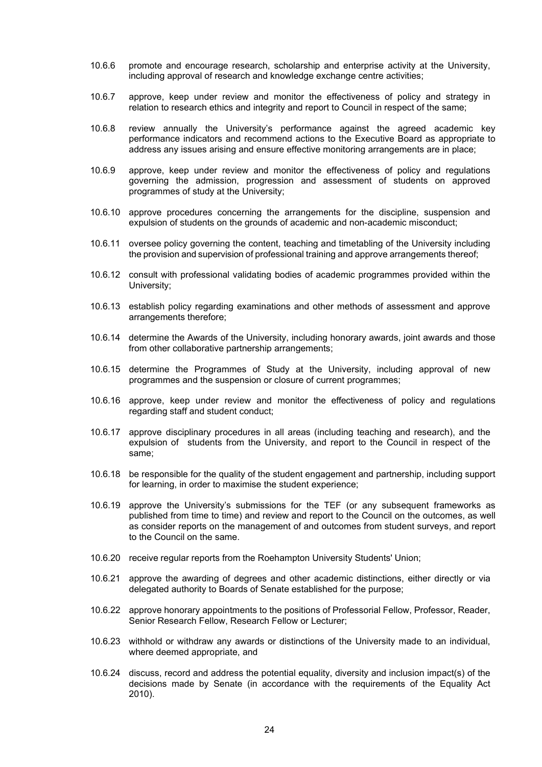10.6.6 promote and encourage research, scholarship and enterprise activity at the University, including approval of research and knowledge exchange centre activities;

10.6.7 approve, keep under review and monitor the effectiveness of policy and strategy in relation to research ethics and integrity and report to Council in respect of the same;

10.6.8 review annually the University's performance against the agreed academic key performance indicators and recommend actions to the Executive Board as appropriate to address any issues arising and ensure effective monitoring arrangements are in place;

10.6.9 approve, keep under review and monitor the effectiveness of policy and regulations governing the admission, progression and assessment of students on approved programmes of study at the University;

10.6.10 approve procedures concerning the arrangements for the discipline, suspension and expulsion of students on the grounds of academic and non-academic misconduct;

10.6.11 oversee policy governing the content, teaching and timetabling of the University including the provision and supervision of professional training and approve arrangements thereof;

10.6.12 consult with professional validating bodies of academic programmes provided within the University;

10.6.13 establish policy regarding examinations and other methods of assessment and approve arrangements therefore;

10.6.14 determine the Awards of the University, including honorary awards, joint awards and those from other collaborative partnership arrangements;

10.6.15 determine the Programmes of Study at the University, including approval of new programmes and the suspension or closure of current programmes;

10.6.16 approve, keep under review and monitor the effectiveness of policy and regulations regarding staff and student conduct;

10.6.17 approve disciplinary procedures in all areas (including teaching and research), and the expulsion of students from the University, and report to the Council in respect of the same;

10.6.18 be responsible for the quality of the student engagement and partnership, including support for learning, in order to maximise the student experience;

10.6.19 approve the University's submissions for the TEF (or any subsequent frameworks as published from time to time) and review and report to the Council on the outcomes, as well as consider reports on the management of and outcomes from student surveys, and report to the Council on the same.

10.6.20 receive regular reports from the Roehampton University Students' Union;

10.6.21 approve the awarding of degrees and other academic distinctions, either directly or via delegated authority to Boards of Senate established for the purpose;

10.6.22 approve honorary appointments to the positions of Professorial Fellow, Professor, Reader, Senior Research Fellow, Research Fellow or Lecturer;

10.6.23 withhold or withdraw any awards or distinctions of the University made to an individual, where deemed appropriate, and

10.6.24 discuss, record and address the potential equality, diversity and inclusion impact(s) of the decisions made by Senate (in accordance with the requirements of the Equality Act 2010).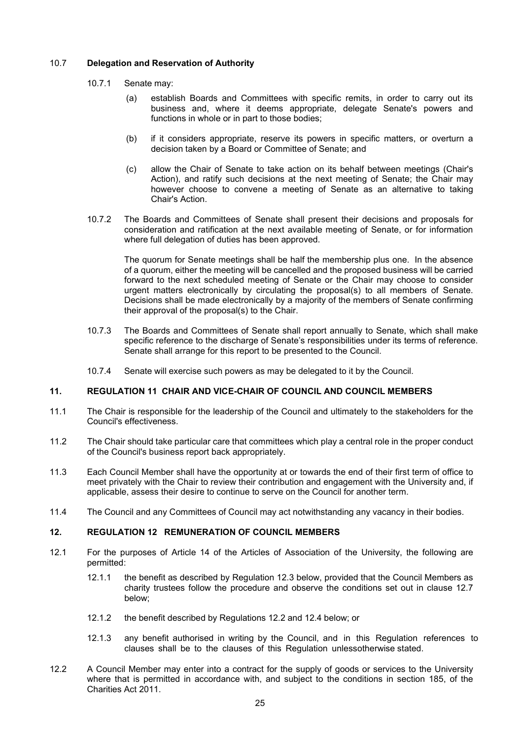### 10.7 Delegation and Reservation of Authority

10.7.1 Senate may:

(a) establish Boards and Committees with specific remits, in order to carry out its business and, where it deems appropriate, delegate Senate's powers and functions in whole or in part to those bodies;

(b) if it considers appropriate, reserve its powers in specific matters, or overturn a decision taken by a Board or Committee of Senate; and

(c) allow the Chair of Senate to take action on its behalf between meetings (Chair's Action), and ratify such decisions at the next meeting of Senate; the Chair may however choose to convene a meeting of Senate as an alternative to taking Chair's Action.

10.7.2 The Boards and Committees of Senate shall present their decisions and proposals for consideration and ratification at the next available meeting of Senate, or for information where full delegation of duties has been approved.

The quorum for Senate meetings shall be half the membership plus one. In the absence of a quorum, either the meeting will be cancelled and the proposed business will be carried forward to the next scheduled meeting of Senate or the Chair may choose to consider urgent matters electronically by circulating the proposal(s) to all members of Senate. Decisions shall be made electronically by a majority of the members of Senate confirming their approval of the proposal(s) to the Chair.

10.7.3 The Boards and Committees of Senate shall report annually to Senate, which shall make specific reference to the discharge of Senate's responsibilities under its terms of reference. Senate shall arrange for this report to be presented to the Council.

10.7.4 Senate will exercise such powers as may be delegated to it by the Council.

## 11. REGULATION 11 CHAIR AND VICE-CHAIR OF COUNCIL AND COUNCIL MEMBERS

11.1 The Chair is responsible for the leadership of the Council and ultimately to the stakeholders for the Council's effectiveness.

11.2 The Chair should take particular care that committees which play a central role in the proper conduct of the Council's business report back appropriately.

11.3 Each Council Member shall have the opportunity at or towards the end of their first term of office to meet privately with the Chair to review their contribution and engagement with the University and, if applicable, assess their desire to continue to serve on the Council for another term.

11.4 The Council and any Committees of Council may act notwithstanding any vacancy in their bodies.

## 12. REGULATION 12 REMUNERATION OF COUNCIL MEMBERS

12.1 For the purposes of Article 14 of the Articles of Association of the University, the following are permitted:

12.1.1 the benefit as described by Regulation 12.3 below, provided that the Council Members as charity trustees follow the procedure and observe the conditions set out in clause 12.7 below;

12.1.2 the benefit described by Regulations 12.2 and 12.4 below; or

12.1.3 any benefit authorised in writing by the Council, and in this Regulation references to clauses shall be to the clauses of this Regulation unlessotherwise stated.

12.2 A Council Member may enter into a contract for the supply of goods or services to the University where that is permitted in accordance with, and subject to the conditions in section 185, of the Charities Act 2011.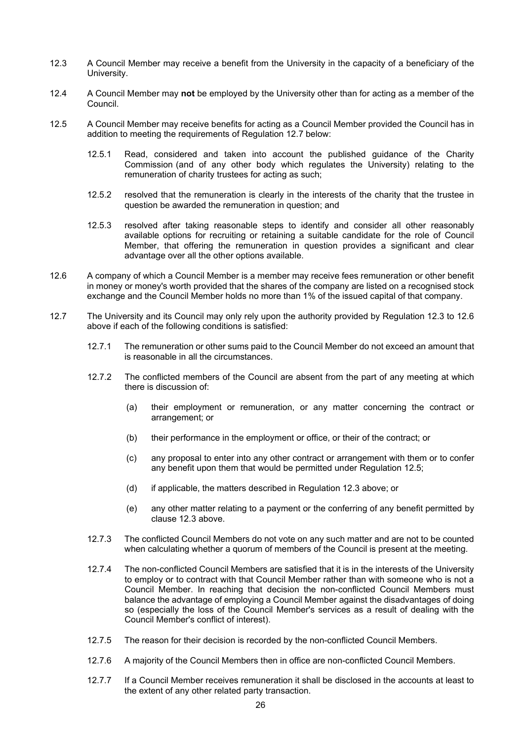12.3 A Council Member may receive a benefit from the University in the capacity of a beneficiary of the University.

12.4 A Council Member may **not** be employed by the University other than for acting as a member of the Council.

12.5 A Council Member may receive benefits for acting as a Council Member provided the Council has in addition to meeting the requirements of Regulation 12.7 below:

> 12.5.1 Read, considered and taken into account the published guidance of the Charity Commission (and of any other body which regulates the University) relating to the remuneration of charity trustees for acting as such;
>
> 12.5.2 resolved that the remuneration is clearly in the interests of the charity that the trustee in question be awarded the remuneration in question; and
>
> 12.5.3 resolved after taking reasonable steps to identify and consider all other reasonably available options for recruiting or retaining a suitable candidate for the role of Council Member, that offering the remuneration in question provides a significant and clear advantage over all the other options available.

12.6 A company of which a Council Member is a member may receive fees remuneration or other benefit in money or money's worth provided that the shares of the company are listed on a recognised stock exchange and the Council Member holds no more than 1% of the issued capital of that company.

12.7 The University and its Council may only rely upon the authority provided by Regulation 12.3 to 12.6 above if each of the following conditions is satisfied:

> 12.7.1 The remuneration or other sums paid to the Council Member do not exceed an amount that is reasonable in all the circumstances.
>
> 12.7.2 The conflicted members of the Council are absent from the part of any meeting at which there is discussion of:
>
> > (a) their employment or remuneration, or any matter concerning the contract or arrangement; or
> >
> > (b) their performance in the employment or office, or their of the contract; or
> >
> > (c) any proposal to enter into any other contract or arrangement with them or to confer any benefit upon them that would be permitted under Regulation 12.5;
> >
> > (d) if applicable, the matters described in Regulation 12.3 above; or
> >
> > (e) any other matter relating to a payment or the conferring of any benefit permitted by clause 12.3 above.
>
> 12.7.3 The conflicted Council Members do not vote on any such matter and are not to be counted when calculating whether a quorum of members of the Council is present at the meeting.
>
> 12.7.4 The non-conflicted Council Members are satisfied that it is in the interests of the University to employ or to contract with that Council Member rather than with someone who is not a Council Member. In reaching that decision the non-conflicted Council Members must balance the advantage of employing a Council Member against the disadvantages of doing so (especially the loss of the Council Member's services as a result of dealing with the Council Member's conflict of interest).
>
> 12.7.5 The reason for their decision is recorded by the non-conflicted Council Members.
>
> 12.7.6 A majority of the Council Members then in office are non-conflicted Council Members.
>
> 12.7.7 If a Council Member receives remuneration it shall be disclosed in the accounts at least to the extent of any other related party transaction.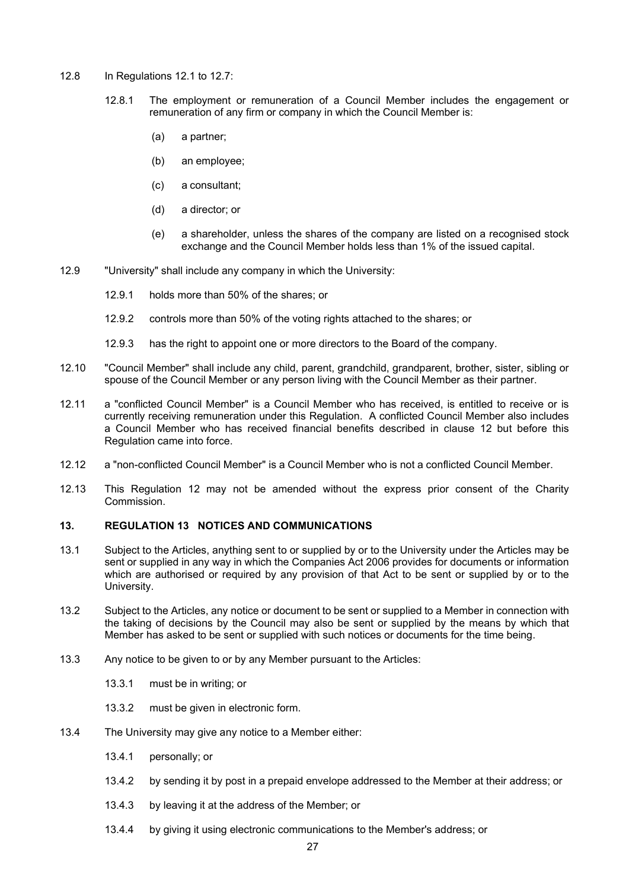12.8 In Regulations 12.1 to 12.7:

12.8.1 The employment or remuneration of a Council Member includes the engagement or remuneration of any firm or company in which the Council Member is:

(a) a partner;

(b) an employee;

(c) a consultant;

(d) a director; or

(e) a shareholder, unless the shares of the company are listed on a recognised stock exchange and the Council Member holds less than 1% of the issued capital.

12.9 "University" shall include any company in which the University:

12.9.1 holds more than 50% of the shares; or

12.9.2 controls more than 50% of the voting rights attached to the shares; or

12.9.3 has the right to appoint one or more directors to the Board of the company.

12.10 "Council Member" shall include any child, parent, grandchild, grandparent, brother, sister, sibling or spouse of the Council Member or any person living with the Council Member as their partner.

12.11 a "conflicted Council Member" is a Council Member who has received, is entitled to receive or is currently receiving remuneration under this Regulation. A conflicted Council Member also includes a Council Member who has received financial benefits described in clause 12 but before this Regulation came into force.

12.12 a "non-conflicted Council Member" is a Council Member who is not a conflicted Council Member.

12.13 This Regulation 12 may not be amended without the express prior consent of the Charity Commission.

## 13. REGULATION 13 NOTICES AND COMMUNICATIONS

13.1 Subject to the Articles, anything sent to or supplied by or to the University under the Articles may be sent or supplied in any way in which the Companies Act 2006 provides for documents or information which are authorised or required by any provision of that Act to be sent or supplied by or to the University.

13.2 Subject to the Articles, any notice or document to be sent or supplied to a Member in connection with the taking of decisions by the Council may also be sent or supplied by the means by which that Member has asked to be sent or supplied with such notices or documents for the time being.

13.3 Any notice to be given to or by any Member pursuant to the Articles:

13.3.1 must be in writing; or

13.3.2 must be given in electronic form.

13.4 The University may give any notice to a Member either:

13.4.1 personally; or

13.4.2 by sending it by post in a prepaid envelope addressed to the Member at their address; or

13.4.3 by leaving it at the address of the Member; or

13.4.4 by giving it using electronic communications to the Member's address; or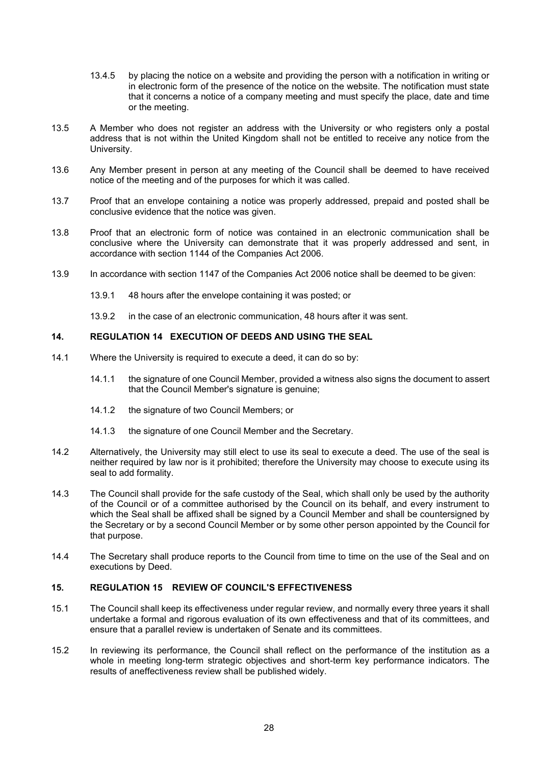13.4.5 by placing the notice on a website and providing the person with a notification in writing or in electronic form of the presence of the notice on the website. The notification must state that it concerns a notice of a company meeting and must specify the place, date and time or the meeting.

13.5 A Member who does not register an address with the University or who registers only a postal address that is not within the United Kingdom shall not be entitled to receive any notice from the University.

13.6 Any Member present in person at any meeting of the Council shall be deemed to have received notice of the meeting and of the purposes for which it was called.

13.7 Proof that an envelope containing a notice was properly addressed, prepaid and posted shall be conclusive evidence that the notice was given.

13.8 Proof that an electronic form of notice was contained in an electronic communication shall be conclusive where the University can demonstrate that it was properly addressed and sent, in accordance with section 1144 of the Companies Act 2006.

13.9 In accordance with section 1147 of the Companies Act 2006 notice shall be deemed to be given:

13.9.1 48 hours after the envelope containing it was posted; or

13.9.2 in the case of an electronic communication, 48 hours after it was sent.

## 14. REGULATION 14 EXECUTION OF DEEDS AND USING THE SEAL

14.1 Where the University is required to execute a deed, it can do so by:

14.1.1 the signature of one Council Member, provided a witness also signs the document to assert that the Council Member's signature is genuine;

14.1.2 the signature of two Council Members; or

14.1.3 the signature of one Council Member and the Secretary.

14.2 Alternatively, the University may still elect to use its seal to execute a deed. The use of the seal is neither required by law nor is it prohibited; therefore the University may choose to execute using its seal to add formality.

14.3 The Council shall provide for the safe custody of the Seal, which shall only be used by the authority of the Council or of a committee authorised by the Council on its behalf, and every instrument to which the Seal shall be affixed shall be signed by a Council Member and shall be countersigned by the Secretary or by a second Council Member or by some other person appointed by the Council for that purpose.

14.4 The Secretary shall produce reports to the Council from time to time on the use of the Seal and on executions by Deed.

## 15. REGULATION 15 REVIEW OF COUNCIL'S EFFECTIVENESS

15.1 The Council shall keep its effectiveness under regular review, and normally every three years it shall undertake a formal and rigorous evaluation of its own effectiveness and that of its committees, and ensure that a parallel review is undertaken of Senate and its committees.

15.2 In reviewing its performance, the Council shall reflect on the performance of the institution as a whole in meeting long-term strategic objectives and short-term key performance indicators. The results of aneffectiveness review shall be published widely.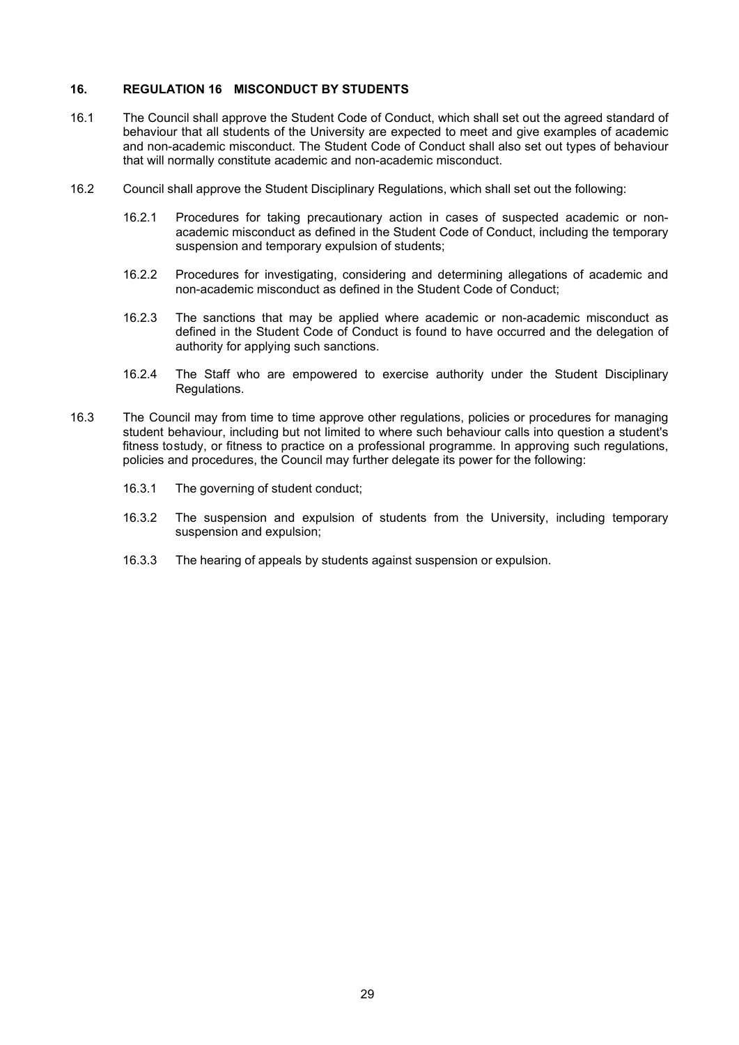## 16. REGULATION 16 MISCONDUCT BY STUDENTS

16.1 The Council shall approve the Student Code of Conduct, which shall set out the agreed standard of behaviour that all students of the University are expected to meet and give examples of academic and non-academic misconduct. The Student Code of Conduct shall also set out types of behaviour that will normally constitute academic and non-academic misconduct.

16.2 Council shall approve the Student Disciplinary Regulations, which shall set out the following:

16.2.1 Procedures for taking precautionary action in cases of suspected academic or non-academic misconduct as defined in the Student Code of Conduct, including the temporary suspension and temporary expulsion of students;

16.2.2 Procedures for investigating, considering and determining allegations of academic and non-academic misconduct as defined in the Student Code of Conduct;

16.2.3 The sanctions that may be applied where academic or non-academic misconduct as defined in the Student Code of Conduct is found to have occurred and the delegation of authority for applying such sanctions.

16.2.4 The Staff who are empowered to exercise authority under the Student Disciplinary Regulations.

16.3 The Council may from time to time approve other regulations, policies or procedures for managing student behaviour, including but not limited to where such behaviour calls into question a student's fitness tostudy, or fitness to practice on a professional programme. In approving such regulations, policies and procedures, the Council may further delegate its power for the following:

16.3.1 The governing of student conduct;

16.3.2 The suspension and expulsion of students from the University, including temporary suspension and expulsion;

16.3.3 The hearing of appeals by students against suspension or expulsion.